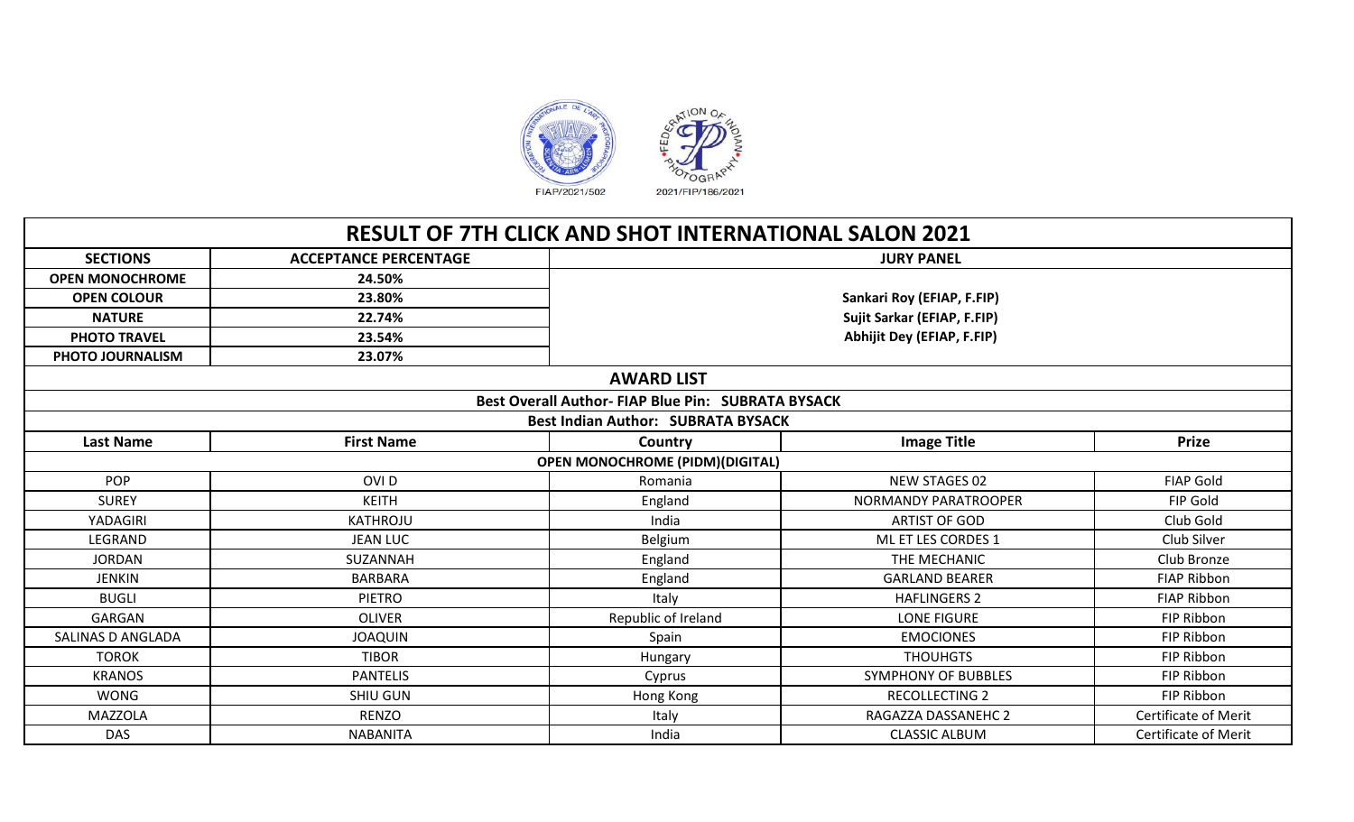FIAP/2021/502 2021/FIP/186/2021

# RESULT OF 7TH CLICK AND SHOT INTERNATIONAL SALON 2021

| SECTIONS | ACCEPTANCE PERCENTAGE | JURY PANEL |
|---|---|---|
| OPEN MONOCHROME | 24.50% | |
| OPEN COLOUR | 23.80% | Sankari Roy (EFIAP, F.FIP) |
| NATURE | 22.74% | Sujit Sarkar (EFIAP, F.FIP) |
| PHOTO TRAVEL | 23.54% | Abhijit Dey (EFIAP, F.FIP) |
| PHOTO JOURNALISM | 23.07% | |

## AWARD LIST

**Best Overall Author- FIAP Blue Pin: SUBRATA BYSACK**

**Best Indian Author: SUBRATA BYSACK**

| Last Name | First Name | Country | Image Title | Prize |
|---|---|---|---|---|
| **OPEN MONOCHROME (PIDM)(DIGITAL)** | | | | |
| POP | OVI D | Romania | NEW STAGES 02 | FIAP Gold |
| SUREY | KEITH | England | NORMANDY PARATROOPER | FIP Gold |
| YADAGIRI | KATHROJU | India | ARTIST OF GOD | Club Gold |
| LEGRAND | JEAN LUC | Belgium | ML ET LES CORDES 1 | Club Silver |
| JORDAN | SUZANNAH | England | THE MECHANIC | Club Bronze |
| JENKIN | BARBARA | England | GARLAND BEARER | FIAP Ribbon |
| BUGLI | PIETRO | Italy | HAFLINGERS 2 | FIAP Ribbon |
| GARGAN | OLIVER | Republic of Ireland | LONE FIGURE | FIP Ribbon |
| SALINAS D ANGLADA | JOAQUIN | Spain | EMOCIONES | FIP Ribbon |
| TOROK | TIBOR | Hungary | THOUHGTS | FIP Ribbon |
| KRANOS | PANTELIS | Cyprus | SYMPHONY OF BUBBLES | FIP Ribbon |
| WONG | SHIU GUN | Hong Kong | RECOLLECTING 2 | FIP Ribbon |
| MAZZOLA | RENZO | Italy | RAGAZZA DASSANEHC 2 | Certificate of Merit |
| DAS | NABANITA | India | CLASSIC ALBUM | Certificate of Merit |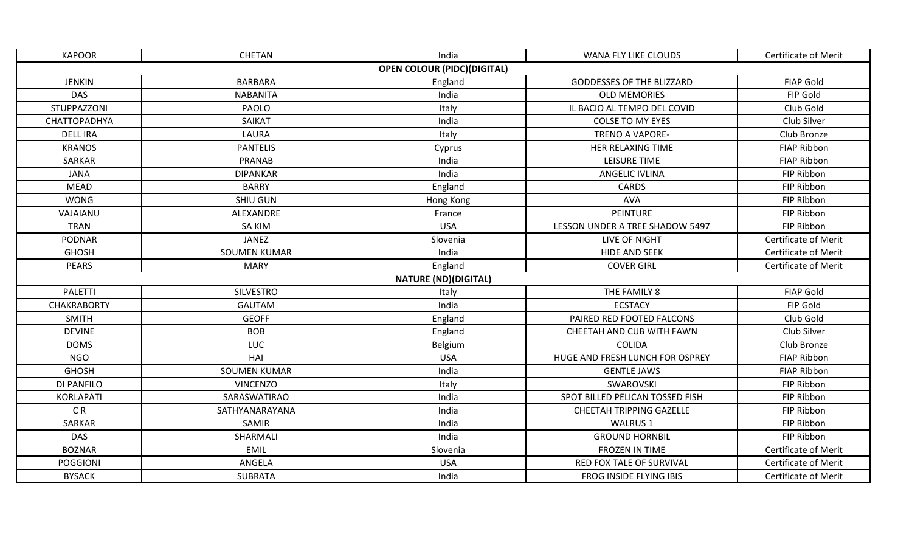| KAPOOR | CHETAN | India | WANA FLY LIKE CLOUDS | Certificate of Merit |
|---|---|---|---|---|
| **OPEN COLOUR (PIDC)(DIGITAL)** | | | | |
| JENKIN | BARBARA | England | GODDESSES OF THE BLIZZARD | FIAP Gold |
| DAS | NABANITA | India | OLD MEMORIES | FIP Gold |
| STUPPAZZONI | PAOLO | Italy | IL BACIO AL TEMPO DEL COVID | Club Gold |
| CHATTOPADHYA | SAIKAT | India | COLSE TO MY EYES | Club Silver |
| DELL IRA | LAURA | Italy | TRENO A VAPORE- | Club Bronze |
| KRANOS | PANTELIS | Cyprus | HER RELAXING TIME | FIAP Ribbon |
| SARKAR | PRANAB | India | LEISURE TIME | FIAP Ribbon |
| JANA | DIPANKAR | India | ANGELIC IVLINA | FIP Ribbon |
| MEAD | BARRY | England | CARDS | FIP Ribbon |
| WONG | SHIU GUN | Hong Kong | AVA | FIP Ribbon |
| VAJAIANU | ALEXANDRE | France | PEINTURE | FIP Ribbon |
| TRAN | SA KIM | USA | LESSON UNDER A TREE SHADOW 5497 | FIP Ribbon |
| PODNAR | JANEZ | Slovenia | LIVE OF NIGHT | Certificate of Merit |
| GHOSH | SOUMEN KUMAR | India | HIDE AND SEEK | Certificate of Merit |
| PEARS | MARY | England | COVER GIRL | Certificate of Merit |
| **NATURE (ND)(DIGITAL)** | | | | |
| PALETTI | SILVESTRO | Italy | THE FAMILY 8 | FIAP Gold |
| CHAKRABORTY | GAUTAM | India | ECSTACY | FIP Gold |
| SMITH | GEOFF | England | PAIRED RED FOOTED FALCONS | Club Gold |
| DEVINE | BOB | England | CHEETAH AND CUB WITH FAWN | Club Silver |
| DOMS | LUC | Belgium | COLIDA | Club Bronze |
| NGO | HAI | USA | HUGE AND FRESH LUNCH FOR OSPREY | FIAP Ribbon |
| GHOSH | SOUMEN KUMAR | India | GENTLE JAWS | FIAP Ribbon |
| DI PANFILO | VINCENZO | Italy | SWAROVSKI | FIP Ribbon |
| KORLAPATI | SARASWATIRAO | India | SPOT BILLED PELICAN TOSSED FISH | FIP Ribbon |
| C R | SATHYANARAYANA | India | CHEETAH TRIPPING GAZELLE | FIP Ribbon |
| SARKAR | SAMIR | India | WALRUS 1 | FIP Ribbon |
| DAS | SHARMALI | India | GROUND HORNBIL | FIP Ribbon |
| BOZNAR | EMIL | Slovenia | FROZEN IN TIME | Certificate of Merit |
| POGGIONI | ANGELA | USA | RED FOX TALE OF SURVIVAL | Certificate of Merit |
| BYSACK | SUBRATA | India | FROG INSIDE FLYING IBIS | Certificate of Merit |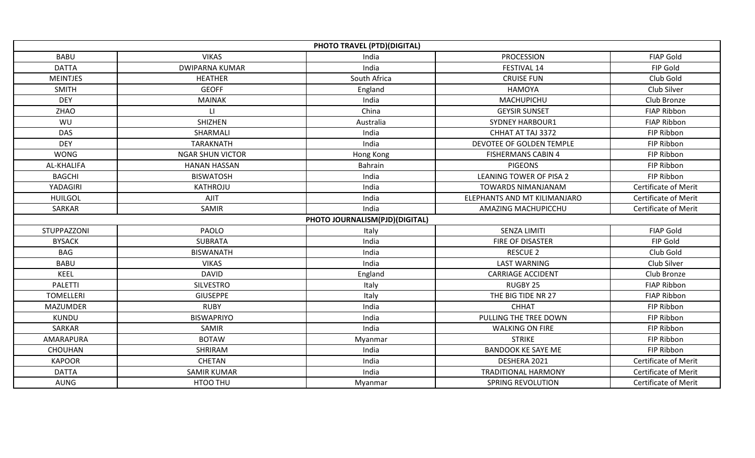| PHOTO TRAVEL (PTD)(DIGITAL) | | | | |
|---|---|---|---|---|
| BABU | VIKAS | India | PROCESSION | FIAP Gold |
| DATTA | DWIPARNA KUMAR | India | FESTIVAL 14 | FIP Gold |
| MEINTJES | HEATHER | South Africa | CRUISE FUN | Club Gold |
| SMITH | GEOFF | England | HAMOYA | Club Silver |
| DEY | MAINAK | India | MACHUPICHU | Club Bronze |
| ZHAO | LI | China | GEYSIR SUNSET | FIAP Ribbon |
| WU | SHIZHEN | Australia | SYDNEY HARBOUR1 | FIAP Ribbon |
| DAS | SHARMALI | India | CHHAT AT TAJ 3372 | FIP Ribbon |
| DEY | TARAKNATH | India | DEVOTEE OF GOLDEN TEMPLE | FIP Ribbon |
| WONG | NGAR SHUN VICTOR | Hong Kong | FISHERMANS CABIN 4 | FIP Ribbon |
| AL-KHALIFA | HANAN HASSAN | Bahrain | PIGEONS | FIP Ribbon |
| BAGCHI | BISWATOSH | India | LEANING TOWER OF PISA 2 | FIP Ribbon |
| YADAGIRI | KATHROJU | India | TOWARDS NIMANJANAM | Certificate of Merit |
| HUILGOL | AJIT | India | ELEPHANTS AND MT KILIMANJARO | Certificate of Merit |
| SARKAR | SAMIR | India | AMAZING MACHUPICCHU | Certificate of Merit |
| PHOTO JOURNALISM(PJD)(DIGITAL) | | | | |
| STUPPAZZONI | PAOLO | Italy | SENZA LIMITI | FIAP Gold |
| BYSACK | SUBRATA | India | FIRE OF DISASTER | FIP Gold |
| BAG | BISWANATH | India | RESCUE 2 | Club Gold |
| BABU | VIKAS | India | LAST WARNING | Club Silver |
| KEEL | DAVID | England | CARRIAGE ACCIDENT | Club Bronze |
| PALETTI | SILVESTRO | Italy | RUGBY 25 | FIAP Ribbon |
| TOMELLERI | GIUSEPPE | Italy | THE BIG TIDE NR 27 | FIAP Ribbon |
| MAZUMDER | RUBY | India | CHHAT | FIP Ribbon |
| KUNDU | BISWAPRIYO | India | PULLING THE TREE DOWN | FIP Ribbon |
| SARKAR | SAMIR | India | WALKING ON FIRE | FIP Ribbon |
| AMARAPURA | BOTAW | Myanmar | STRIKE | FIP Ribbon |
| CHOUHAN | SHRIRAM | India | BANDOOK KE SAYE ME | FIP Ribbon |
| KAPOOR | CHETAN | India | DESHERA 2021 | Certificate of Merit |
| DATTA | SAMIR KUMAR | India | TRADITIONAL HARMONY | Certificate of Merit |
| AUNG | HTOO THU | Myanmar | SPRING REVOLUTION | Certificate of Merit |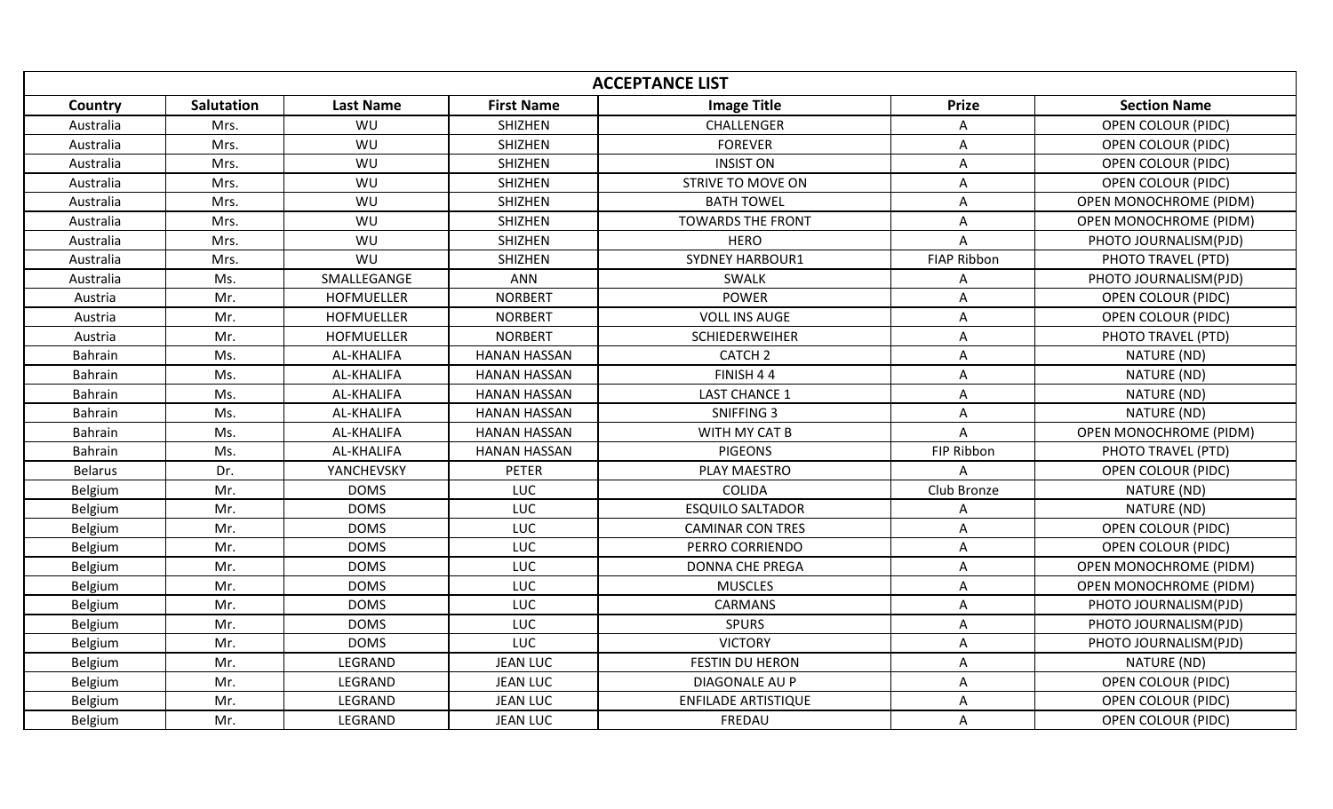| ACCEPTANCE LIST | | | | | | |
|---|---|---|---|---|---|---|
| Country | Salutation | Last Name | First Name | Image Title | Prize | Section Name |
| Australia | Mrs. | WU | SHIZHEN | CHALLENGER | A | OPEN COLOUR (PIDC) |
| Australia | Mrs. | WU | SHIZHEN | FOREVER | A | OPEN COLOUR (PIDC) |
| Australia | Mrs. | WU | SHIZHEN | INSIST ON | A | OPEN COLOUR (PIDC) |
| Australia | Mrs. | WU | SHIZHEN | STRIVE TO MOVE ON | A | OPEN COLOUR (PIDC) |
| Australia | Mrs. | WU | SHIZHEN | BATH TOWEL | A | OPEN MONOCHROME (PIDM) |
| Australia | Mrs. | WU | SHIZHEN | TOWARDS THE FRONT | A | OPEN MONOCHROME (PIDM) |
| Australia | Mrs. | WU | SHIZHEN | HERO | A | PHOTO JOURNALISM(PJD) |
| Australia | Mrs. | WU | SHIZHEN | SYDNEY HARBOUR1 | FIAP Ribbon | PHOTO TRAVEL (PTD) |
| Australia | Ms. | SMALLEGANGE | ANN | SWALK | A | PHOTO JOURNALISM(PJD) |
| Austria | Mr. | HOFMUELLER | NORBERT | POWER | A | OPEN COLOUR (PIDC) |
| Austria | Mr. | HOFMUELLER | NORBERT | VOLL INS AUGE | A | OPEN COLOUR (PIDC) |
| Austria | Mr. | HOFMUELLER | NORBERT | SCHIEDERWEIHER | A | PHOTO TRAVEL (PTD) |
| Bahrain | Ms. | AL-KHALIFA | HANAN HASSAN | CATCH 2 | A | NATURE (ND) |
| Bahrain | Ms. | AL-KHALIFA | HANAN HASSAN | FINISH 4 4 | A | NATURE (ND) |
| Bahrain | Ms. | AL-KHALIFA | HANAN HASSAN | LAST CHANCE 1 | A | NATURE (ND) |
| Bahrain | Ms. | AL-KHALIFA | HANAN HASSAN | SNIFFING 3 | A | NATURE (ND) |
| Bahrain | Ms. | AL-KHALIFA | HANAN HASSAN | WITH MY CAT B | A | OPEN MONOCHROME (PIDM) |
| Bahrain | Ms. | AL-KHALIFA | HANAN HASSAN | PIGEONS | FIP Ribbon | PHOTO TRAVEL (PTD) |
| Belarus | Dr. | YANCHEVSKY | PETER | PLAY MAESTRO | A | OPEN COLOUR (PIDC) |
| Belgium | Mr. | DOMS | LUC | COLIDA | Club Bronze | NATURE (ND) |
| Belgium | Mr. | DOMS | LUC | ESQUILO SALTADOR | A | NATURE (ND) |
| Belgium | Mr. | DOMS | LUC | CAMINAR CON TRES | A | OPEN COLOUR (PIDC) |
| Belgium | Mr. | DOMS | LUC | PERRO CORRIENDO | A | OPEN COLOUR (PIDC) |
| Belgium | Mr. | DOMS | LUC | DONNA CHE PREGA | A | OPEN MONOCHROME (PIDM) |
| Belgium | Mr. | DOMS | LUC | MUSCLES | A | OPEN MONOCHROME (PIDM) |
| Belgium | Mr. | DOMS | LUC | CARMANS | A | PHOTO JOURNALISM(PJD) |
| Belgium | Mr. | DOMS | LUC | SPURS | A | PHOTO JOURNALISM(PJD) |
| Belgium | Mr. | DOMS | LUC | VICTORY | A | PHOTO JOURNALISM(PJD) |
| Belgium | Mr. | LEGRAND | JEAN LUC | FESTIN DU HERON | A | NATURE (ND) |
| Belgium | Mr. | LEGRAND | JEAN LUC | DIAGONALE AU P | A | OPEN COLOUR (PIDC) |
| Belgium | Mr. | LEGRAND | JEAN LUC | ENFILADE ARTISTIQUE | A | OPEN COLOUR (PIDC) |
| Belgium | Mr. | LEGRAND | JEAN LUC | FREDAU | A | OPEN COLOUR (PIDC) |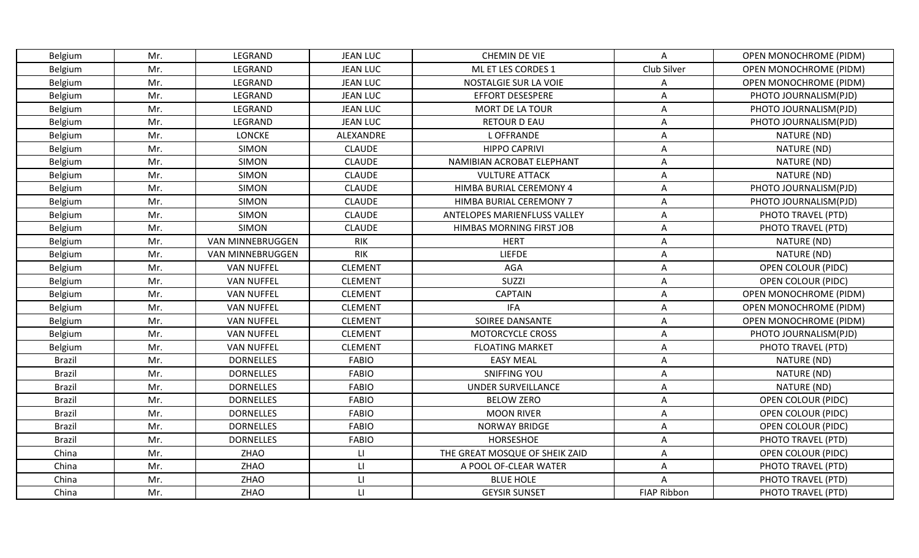| Belgium | Mr. | LEGRAND | JEAN LUC | CHEMIN DE VIE | A | OPEN MONOCHROME (PIDM) |
|---|---|---|---|---|---|---|
| Belgium | Mr. | LEGRAND | JEAN LUC | ML ET LES CORDES 1 | Club Silver | OPEN MONOCHROME (PIDM) |
| Belgium | Mr. | LEGRAND | JEAN LUC | NOSTALGIE SUR LA VOIE | A | OPEN MONOCHROME (PIDM) |
| Belgium | Mr. | LEGRAND | JEAN LUC | EFFORT DESESPERE | A | PHOTO JOURNALISM(PJD) |
| Belgium | Mr. | LEGRAND | JEAN LUC | MORT DE LA TOUR | A | PHOTO JOURNALISM(PJD) |
| Belgium | Mr. | LEGRAND | JEAN LUC | RETOUR D EAU | A | PHOTO JOURNALISM(PJD) |
| Belgium | Mr. | LONCKE | ALEXANDRE | L OFFRANDE | A | NATURE (ND) |
| Belgium | Mr. | SIMON | CLAUDE | HIPPO CAPRIVI | A | NATURE (ND) |
| Belgium | Mr. | SIMON | CLAUDE | NAMIBIAN ACROBAT ELEPHANT | A | NATURE (ND) |
| Belgium | Mr. | SIMON | CLAUDE | VULTURE ATTACK | A | NATURE (ND) |
| Belgium | Mr. | SIMON | CLAUDE | HIMBA BURIAL CEREMONY 4 | A | PHOTO JOURNALISM(PJD) |
| Belgium | Mr. | SIMON | CLAUDE | HIMBA BURIAL CEREMONY 7 | A | PHOTO JOURNALISM(PJD) |
| Belgium | Mr. | SIMON | CLAUDE | ANTELOPES MARIENFLUSS VALLEY | A | PHOTO TRAVEL (PTD) |
| Belgium | Mr. | SIMON | CLAUDE | HIMBAS MORNING FIRST JOB | A | PHOTO TRAVEL (PTD) |
| Belgium | Mr. | VAN MINNEBRUGGEN | RIK | HERT | A | NATURE (ND) |
| Belgium | Mr. | VAN MINNEBRUGGEN | RIK | LIEFDE | A | NATURE (ND) |
| Belgium | Mr. | VAN NUFFEL | CLEMENT | AGA | A | OPEN COLOUR (PIDC) |
| Belgium | Mr. | VAN NUFFEL | CLEMENT | SUZZI | A | OPEN COLOUR (PIDC) |
| Belgium | Mr. | VAN NUFFEL | CLEMENT | CAPTAIN | A | OPEN MONOCHROME (PIDM) |
| Belgium | Mr. | VAN NUFFEL | CLEMENT | IFA | A | OPEN MONOCHROME (PIDM) |
| Belgium | Mr. | VAN NUFFEL | CLEMENT | SOIREE DANSANTE | A | OPEN MONOCHROME (PIDM) |
| Belgium | Mr. | VAN NUFFEL | CLEMENT | MOTORCYCLE CROSS | A | PHOTO JOURNALISM(PJD) |
| Belgium | Mr. | VAN NUFFEL | CLEMENT | FLOATING MARKET | A | PHOTO TRAVEL (PTD) |
| Brazil | Mr. | DORNELLES | FABIO | EASY MEAL | A | NATURE (ND) |
| Brazil | Mr. | DORNELLES | FABIO | SNIFFING YOU | A | NATURE (ND) |
| Brazil | Mr. | DORNELLES | FABIO | UNDER SURVEILLANCE | A | NATURE (ND) |
| Brazil | Mr. | DORNELLES | FABIO | BELOW ZERO | A | OPEN COLOUR (PIDC) |
| Brazil | Mr. | DORNELLES | FABIO | MOON RIVER | A | OPEN COLOUR (PIDC) |
| Brazil | Mr. | DORNELLES | FABIO | NORWAY BRIDGE | A | OPEN COLOUR (PIDC) |
| Brazil | Mr. | DORNELLES | FABIO | HORSESHOE | A | PHOTO TRAVEL (PTD) |
| China | Mr. | ZHAO | LI | THE GREAT MOSQUE OF SHEIK ZAID | A | OPEN COLOUR (PIDC) |
| China | Mr. | ZHAO | LI | A POOL OF-CLEAR WATER | A | PHOTO TRAVEL (PTD) |
| China | Mr. | ZHAO | LI | BLUE HOLE | A | PHOTO TRAVEL (PTD) |
| China | Mr. | ZHAO | LI | GEYSIR SUNSET | FIAP Ribbon | PHOTO TRAVEL (PTD) |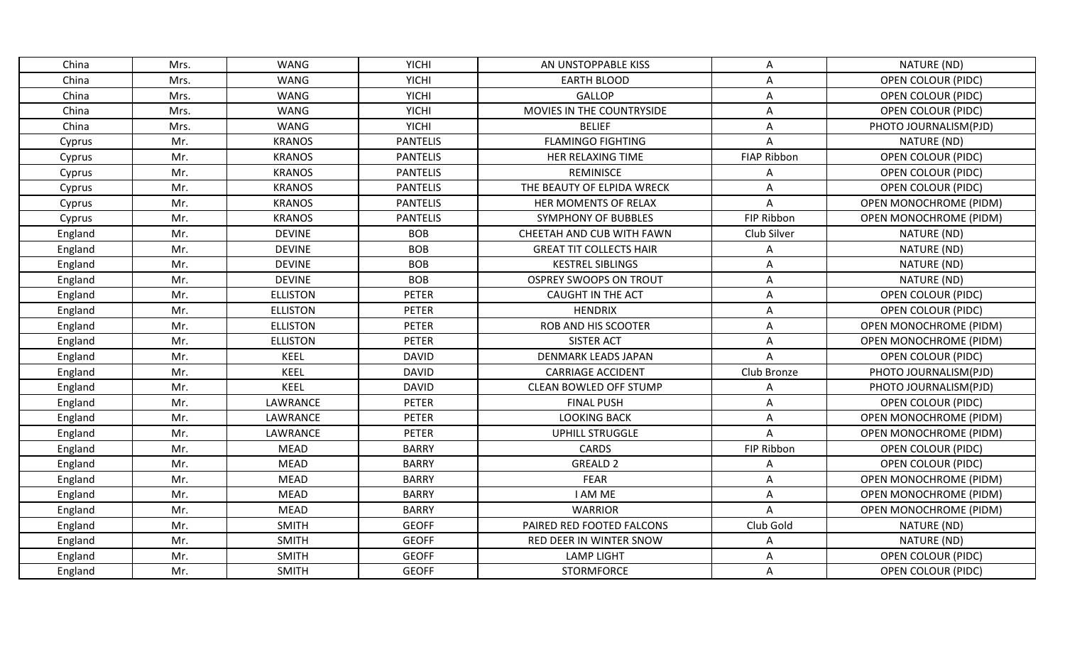| China | Mrs. | WANG | YICHI | AN UNSTOPPABLE KISS | A | NATURE (ND) |
|---|---|---|---|---|---|---|
| China | Mrs. | WANG | YICHI | EARTH BLOOD | A | OPEN COLOUR (PIDC) |
| China | Mrs. | WANG | YICHI | GALLOP | A | OPEN COLOUR (PIDC) |
| China | Mrs. | WANG | YICHI | MOVIES IN THE COUNTRYSIDE | A | OPEN COLOUR (PIDC) |
| China | Mrs. | WANG | YICHI | BELIEF | A | PHOTO JOURNALISM(PJD) |
| Cyprus | Mr. | KRANOS | PANTELIS | FLAMINGO FIGHTING | A | NATURE (ND) |
| Cyprus | Mr. | KRANOS | PANTELIS | HER RELAXING TIME | FIAP Ribbon | OPEN COLOUR (PIDC) |
| Cyprus | Mr. | KRANOS | PANTELIS | REMINISCE | A | OPEN COLOUR (PIDC) |
| Cyprus | Mr. | KRANOS | PANTELIS | THE BEAUTY OF ELPIDA WRECK | A | OPEN COLOUR (PIDC) |
| Cyprus | Mr. | KRANOS | PANTELIS | HER MOMENTS OF RELAX | A | OPEN MONOCHROME (PIDM) |
| Cyprus | Mr. | KRANOS | PANTELIS | SYMPHONY OF BUBBLES | FIP Ribbon | OPEN MONOCHROME (PIDM) |
| England | Mr. | DEVINE | BOB | CHEETAH AND CUB WITH FAWN | Club Silver | NATURE (ND) |
| England | Mr. | DEVINE | BOB | GREAT TIT COLLECTS HAIR | A | NATURE (ND) |
| England | Mr. | DEVINE | BOB | KESTREL SIBLINGS | A | NATURE (ND) |
| England | Mr. | DEVINE | BOB | OSPREY SWOOPS ON TROUT | A | NATURE (ND) |
| England | Mr. | ELLISTON | PETER | CAUGHT IN THE ACT | A | OPEN COLOUR (PIDC) |
| England | Mr. | ELLISTON | PETER | HENDRIX | A | OPEN COLOUR (PIDC) |
| England | Mr. | ELLISTON | PETER | ROB AND HIS SCOOTER | A | OPEN MONOCHROME (PIDM) |
| England | Mr. | ELLISTON | PETER | SISTER ACT | A | OPEN MONOCHROME (PIDM) |
| England | Mr. | KEEL | DAVID | DENMARK LEADS JAPAN | A | OPEN COLOUR (PIDC) |
| England | Mr. | KEEL | DAVID | CARRIAGE ACCIDENT | Club Bronze | PHOTO JOURNALISM(PJD) |
| England | Mr. | KEEL | DAVID | CLEAN BOWLED OFF STUMP | A | PHOTO JOURNALISM(PJD) |
| England | Mr. | LAWRANCE | PETER | FINAL PUSH | A | OPEN COLOUR (PIDC) |
| England | Mr. | LAWRANCE | PETER | LOOKING BACK | A | OPEN MONOCHROME (PIDM) |
| England | Mr. | LAWRANCE | PETER | UPHILL STRUGGLE | A | OPEN MONOCHROME (PIDM) |
| England | Mr. | MEAD | BARRY | CARDS | FIP Ribbon | OPEN COLOUR (PIDC) |
| England | Mr. | MEAD | BARRY | GREALD 2 | A | OPEN COLOUR (PIDC) |
| England | Mr. | MEAD | BARRY | FEAR | A | OPEN MONOCHROME (PIDM) |
| England | Mr. | MEAD | BARRY | I AM ME | A | OPEN MONOCHROME (PIDM) |
| England | Mr. | MEAD | BARRY | WARRIOR | A | OPEN MONOCHROME (PIDM) |
| England | Mr. | SMITH | GEOFF | PAIRED RED FOOTED FALCONS | Club Gold | NATURE (ND) |
| England | Mr. | SMITH | GEOFF | RED DEER IN WINTER SNOW | A | NATURE (ND) |
| England | Mr. | SMITH | GEOFF | LAMP LIGHT | A | OPEN COLOUR (PIDC) |
| England | Mr. | SMITH | GEOFF | STORMFORCE | A | OPEN COLOUR (PIDC) |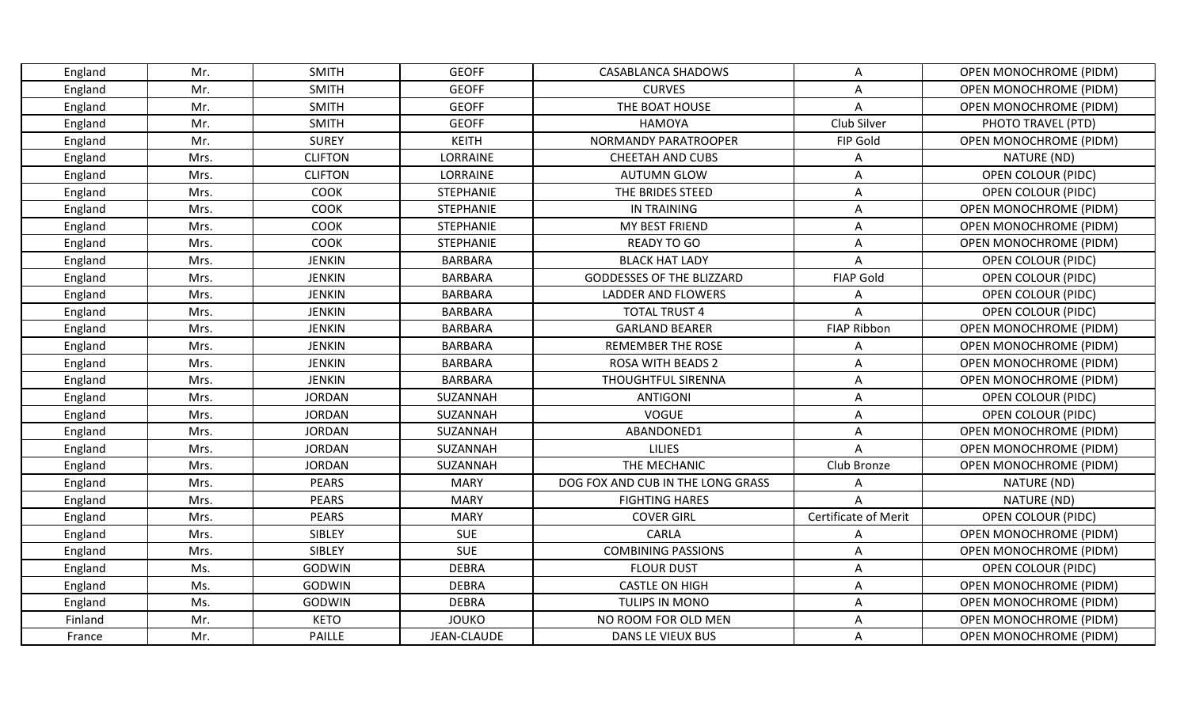| England | Mr. | SMITH | GEOFF | CASABLANCA SHADOWS | A | OPEN MONOCHROME (PIDM) |
|---|---|---|---|---|---|---|
| England | Mr. | SMITH | GEOFF | CURVES | A | OPEN MONOCHROME (PIDM) |
| England | Mr. | SMITH | GEOFF | THE BOAT HOUSE | A | OPEN MONOCHROME (PIDM) |
| England | Mr. | SMITH | GEOFF | HAMOYA | Club Silver | PHOTO TRAVEL (PTD) |
| England | Mr. | SUREY | KEITH | NORMANDY PARATROOPER | FIP Gold | OPEN MONOCHROME (PIDM) |
| England | Mrs. | CLIFTON | LORRAINE | CHEETAH AND CUBS | A | NATURE (ND) |
| England | Mrs. | CLIFTON | LORRAINE | AUTUMN GLOW | A | OPEN COLOUR (PIDC) |
| England | Mrs. | COOK | STEPHANIE | THE BRIDES STEED | A | OPEN COLOUR (PIDC) |
| England | Mrs. | COOK | STEPHANIE | IN TRAINING | A | OPEN MONOCHROME (PIDM) |
| England | Mrs. | COOK | STEPHANIE | MY BEST FRIEND | A | OPEN MONOCHROME (PIDM) |
| England | Mrs. | COOK | STEPHANIE | READY TO GO | A | OPEN MONOCHROME (PIDM) |
| England | Mrs. | JENKIN | BARBARA | BLACK HAT LADY | A | OPEN COLOUR (PIDC) |
| England | Mrs. | JENKIN | BARBARA | GODDESSES OF THE BLIZZARD | FIAP Gold | OPEN COLOUR (PIDC) |
| England | Mrs. | JENKIN | BARBARA | LADDER AND FLOWERS | A | OPEN COLOUR (PIDC) |
| England | Mrs. | JENKIN | BARBARA | TOTAL TRUST 4 | A | OPEN COLOUR (PIDC) |
| England | Mrs. | JENKIN | BARBARA | GARLAND BEARER | FIAP Ribbon | OPEN MONOCHROME (PIDM) |
| England | Mrs. | JENKIN | BARBARA | REMEMBER THE ROSE | A | OPEN MONOCHROME (PIDM) |
| England | Mrs. | JENKIN | BARBARA | ROSA WITH BEADS 2 | A | OPEN MONOCHROME (PIDM) |
| England | Mrs. | JENKIN | BARBARA | THOUGHTFUL SIRENNA | A | OPEN MONOCHROME (PIDM) |
| England | Mrs. | JORDAN | SUZANNAH | ANTIGONI | A | OPEN COLOUR (PIDC) |
| England | Mrs. | JORDAN | SUZANNAH | VOGUE | A | OPEN COLOUR (PIDC) |
| England | Mrs. | JORDAN | SUZANNAH | ABANDONED1 | A | OPEN MONOCHROME (PIDM) |
| England | Mrs. | JORDAN | SUZANNAH | LILIES | A | OPEN MONOCHROME (PIDM) |
| England | Mrs. | JORDAN | SUZANNAH | THE MECHANIC | Club Bronze | OPEN MONOCHROME (PIDM) |
| England | Mrs. | PEARS | MARY | DOG FOX AND CUB IN THE LONG GRASS | A | NATURE (ND) |
| England | Mrs. | PEARS | MARY | FIGHTING HARES | A | NATURE (ND) |
| England | Mrs. | PEARS | MARY | COVER GIRL | Certificate of Merit | OPEN COLOUR (PIDC) |
| England | Mrs. | SIBLEY | SUE | CARLA | A | OPEN MONOCHROME (PIDM) |
| England | Mrs. | SIBLEY | SUE | COMBINING PASSIONS | A | OPEN MONOCHROME (PIDM) |
| England | Ms. | GODWIN | DEBRA | FLOUR DUST | A | OPEN COLOUR (PIDC) |
| England | Ms. | GODWIN | DEBRA | CASTLE ON HIGH | A | OPEN MONOCHROME (PIDM) |
| England | Ms. | GODWIN | DEBRA | TULIPS IN MONO | A | OPEN MONOCHROME (PIDM) |
| Finland | Mr. | KETO | JOUKO | NO ROOM FOR OLD MEN | A | OPEN MONOCHROME (PIDM) |
| France | Mr. | PAILLE | JEAN-CLAUDE | DANS LE VIEUX BUS | A | OPEN MONOCHROME (PIDM) |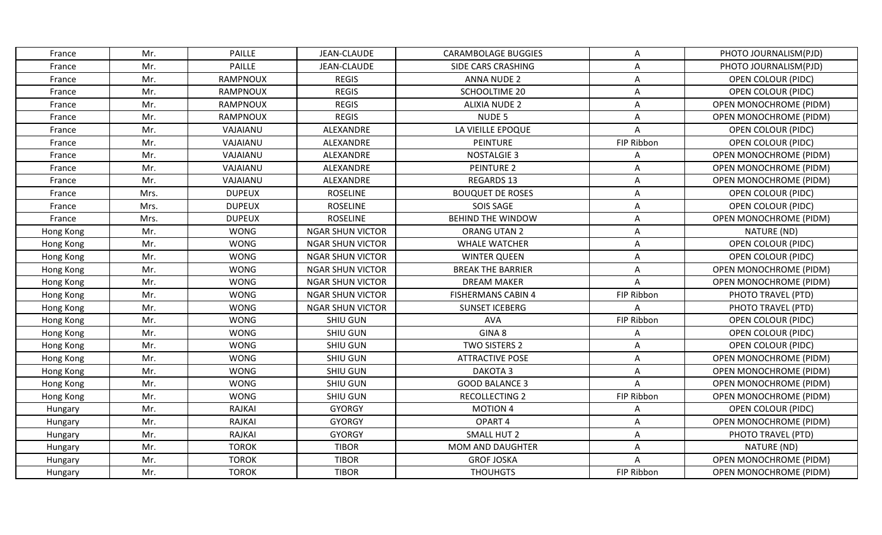| France | Mr. | PAILLE | JEAN-CLAUDE | CARAMBOLAGE BUGGIES | A | PHOTO JOURNALISM(PJD) |
|---|---|---|---|---|---|---|
| France | Mr. | PAILLE | JEAN-CLAUDE | SIDE CARS CRASHING | A | PHOTO JOURNALISM(PJD) |
| France | Mr. | RAMPNOUX | REGIS | ANNA NUDE 2 | A | OPEN COLOUR (PIDC) |
| France | Mr. | RAMPNOUX | REGIS | SCHOOLTIME 20 | A | OPEN COLOUR (PIDC) |
| France | Mr. | RAMPNOUX | REGIS | ALIXIA NUDE 2 | A | OPEN MONOCHROME (PIDM) |
| France | Mr. | RAMPNOUX | REGIS | NUDE 5 | A | OPEN MONOCHROME (PIDM) |
| France | Mr. | VAJAIANU | ALEXANDRE | LA VIEILLE EPOQUE | A | OPEN COLOUR (PIDC) |
| France | Mr. | VAJAIANU | ALEXANDRE | PEINTURE | FIP Ribbon | OPEN COLOUR (PIDC) |
| France | Mr. | VAJAIANU | ALEXANDRE | NOSTALGIE 3 | A | OPEN MONOCHROME (PIDM) |
| France | Mr. | VAJAIANU | ALEXANDRE | PEINTURE 2 | A | OPEN MONOCHROME (PIDM) |
| France | Mr. | VAJAIANU | ALEXANDRE | REGARDS 13 | A | OPEN MONOCHROME (PIDM) |
| France | Mrs. | DUPEUX | ROSELINE | BOUQUET DE ROSES | A | OPEN COLOUR (PIDC) |
| France | Mrs. | DUPEUX | ROSELINE | SOIS SAGE | A | OPEN COLOUR (PIDC) |
| France | Mrs. | DUPEUX | ROSELINE | BEHIND THE WINDOW | A | OPEN MONOCHROME (PIDM) |
| Hong Kong | Mr. | WONG | NGAR SHUN VICTOR | ORANG UTAN 2 | A | NATURE (ND) |
| Hong Kong | Mr. | WONG | NGAR SHUN VICTOR | WHALE WATCHER | A | OPEN COLOUR (PIDC) |
| Hong Kong | Mr. | WONG | NGAR SHUN VICTOR | WINTER QUEEN | A | OPEN COLOUR (PIDC) |
| Hong Kong | Mr. | WONG | NGAR SHUN VICTOR | BREAK THE BARRIER | A | OPEN MONOCHROME (PIDM) |
| Hong Kong | Mr. | WONG | NGAR SHUN VICTOR | DREAM MAKER | A | OPEN MONOCHROME (PIDM) |
| Hong Kong | Mr. | WONG | NGAR SHUN VICTOR | FISHERMANS CABIN 4 | FIP Ribbon | PHOTO TRAVEL (PTD) |
| Hong Kong | Mr. | WONG | NGAR SHUN VICTOR | SUNSET ICEBERG | A | PHOTO TRAVEL (PTD) |
| Hong Kong | Mr. | WONG | SHIU GUN | AVA | FIP Ribbon | OPEN COLOUR (PIDC) |
| Hong Kong | Mr. | WONG | SHIU GUN | GINA 8 | A | OPEN COLOUR (PIDC) |
| Hong Kong | Mr. | WONG | SHIU GUN | TWO SISTERS 2 | A | OPEN COLOUR (PIDC) |
| Hong Kong | Mr. | WONG | SHIU GUN | ATTRACTIVE POSE | A | OPEN MONOCHROME (PIDM) |
| Hong Kong | Mr. | WONG | SHIU GUN | DAKOTA 3 | A | OPEN MONOCHROME (PIDM) |
| Hong Kong | Mr. | WONG | SHIU GUN | GOOD BALANCE 3 | A | OPEN MONOCHROME (PIDM) |
| Hong Kong | Mr. | WONG | SHIU GUN | RECOLLECTING 2 | FIP Ribbon | OPEN MONOCHROME (PIDM) |
| Hungary | Mr. | RAJKAI | GYORGY | MOTION 4 | A | OPEN COLOUR (PIDC) |
| Hungary | Mr. | RAJKAI | GYORGY | OPART 4 | A | OPEN MONOCHROME (PIDM) |
| Hungary | Mr. | RAJKAI | GYORGY | SMALL HUT 2 | A | PHOTO TRAVEL (PTD) |
| Hungary | Mr. | TOROK | TIBOR | MOM AND DAUGHTER | A | NATURE (ND) |
| Hungary | Mr. | TOROK | TIBOR | GROF JOSKA | A | OPEN MONOCHROME (PIDM) |
| Hungary | Mr. | TOROK | TIBOR | THOUHGTS | FIP Ribbon | OPEN MONOCHROME (PIDM) |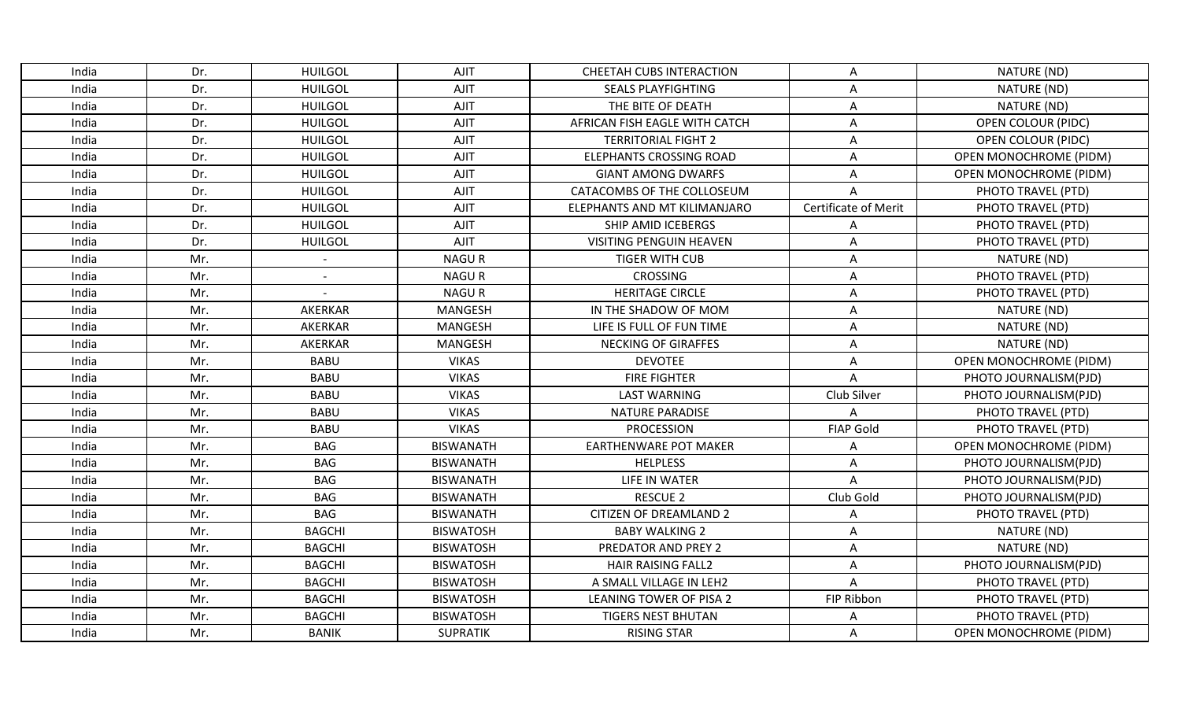| India | Dr. | HUILGOL | AJIT | CHEETAH CUBS INTERACTION | A | NATURE (ND) |
|---|---|---|---|---|---|---|
| India | Dr. | HUILGOL | AJIT | SEALS PLAYFIGHTING | A | NATURE (ND) |
| India | Dr. | HUILGOL | AJIT | THE BITE OF DEATH | A | NATURE (ND) |
| India | Dr. | HUILGOL | AJIT | AFRICAN FISH EAGLE WITH CATCH | A | OPEN COLOUR (PIDC) |
| India | Dr. | HUILGOL | AJIT | TERRITORIAL FIGHT 2 | A | OPEN COLOUR (PIDC) |
| India | Dr. | HUILGOL | AJIT | ELEPHANTS CROSSING ROAD | A | OPEN MONOCHROME (PIDM) |
| India | Dr. | HUILGOL | AJIT | GIANT AMONG DWARFS | A | OPEN MONOCHROME (PIDM) |
| India | Dr. | HUILGOL | AJIT | CATACOMBS OF THE COLLOSEUM | A | PHOTO TRAVEL (PTD) |
| India | Dr. | HUILGOL | AJIT | ELEPHANTS AND MT KILIMANJARO | Certificate of Merit | PHOTO TRAVEL (PTD) |
| India | Dr. | HUILGOL | AJIT | SHIP AMID ICEBERGS | A | PHOTO TRAVEL (PTD) |
| India | Dr. | HUILGOL | AJIT | VISITING PENGUIN HEAVEN | A | PHOTO TRAVEL (PTD) |
| India | Mr. | - | NAGU R | TIGER WITH CUB | A | NATURE (ND) |
| India | Mr. | - | NAGU R | CROSSING | A | PHOTO TRAVEL (PTD) |
| India | Mr. | - | NAGU R | HERITAGE CIRCLE | A | PHOTO TRAVEL (PTD) |
| India | Mr. | AKERKAR | MANGESH | IN THE SHADOW OF MOM | A | NATURE (ND) |
| India | Mr. | AKERKAR | MANGESH | LIFE IS FULL OF FUN TIME | A | NATURE (ND) |
| India | Mr. | AKERKAR | MANGESH | NECKING OF GIRAFFES | A | NATURE (ND) |
| India | Mr. | BABU | VIKAS | DEVOTEE | A | OPEN MONOCHROME (PIDM) |
| India | Mr. | BABU | VIKAS | FIRE FIGHTER | A | PHOTO JOURNALISM(PJD) |
| India | Mr. | BABU | VIKAS | LAST WARNING | Club Silver | PHOTO JOURNALISM(PJD) |
| India | Mr. | BABU | VIKAS | NATURE PARADISE | A | PHOTO TRAVEL (PTD) |
| India | Mr. | BABU | VIKAS | PROCESSION | FIAP Gold | PHOTO TRAVEL (PTD) |
| India | Mr. | BAG | BISWANATH | EARTHENWARE POT MAKER | A | OPEN MONOCHROME (PIDM) |
| India | Mr. | BAG | BISWANATH | HELPLESS | A | PHOTO JOURNALISM(PJD) |
| India | Mr. | BAG | BISWANATH | LIFE IN WATER | A | PHOTO JOURNALISM(PJD) |
| India | Mr. | BAG | BISWANATH | RESCUE 2 | Club Gold | PHOTO JOURNALISM(PJD) |
| India | Mr. | BAG | BISWANATH | CITIZEN OF DREAMLAND 2 | A | PHOTO TRAVEL (PTD) |
| India | Mr. | BAGCHI | BISWATOSH | BABY WALKING 2 | A | NATURE (ND) |
| India | Mr. | BAGCHI | BISWATOSH | PREDATOR AND PREY 2 | A | NATURE (ND) |
| India | Mr. | BAGCHI | BISWATOSH | HAIR RAISING FALL2 | A | PHOTO JOURNALISM(PJD) |
| India | Mr. | BAGCHI | BISWATOSH | A SMALL VILLAGE IN LEH2 | A | PHOTO TRAVEL (PTD) |
| India | Mr. | BAGCHI | BISWATOSH | LEANING TOWER OF PISA 2 | FIP Ribbon | PHOTO TRAVEL (PTD) |
| India | Mr. | BAGCHI | BISWATOSH | TIGERS NEST BHUTAN | A | PHOTO TRAVEL (PTD) |
| India | Mr. | BANIK | SUPRATIK | RISING STAR | A | OPEN MONOCHROME (PIDM) |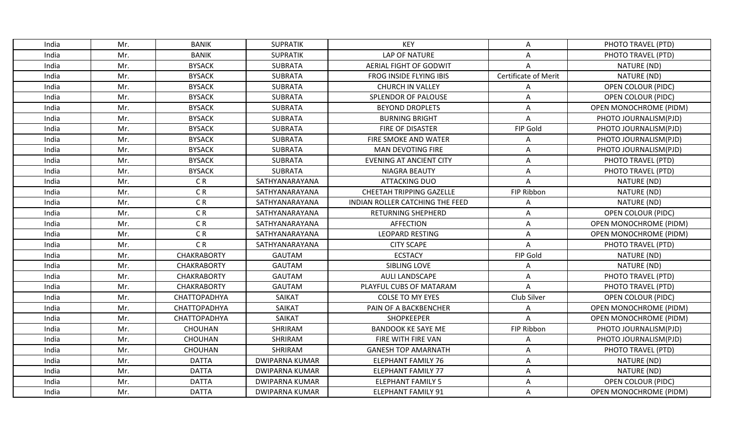| India | Mr. | BANIK | SUPRATIK | KEY | A | PHOTO TRAVEL (PTD) |
|---|---|---|---|---|---|---|
| India | Mr. | BANIK | SUPRATIK | LAP OF NATURE | A | PHOTO TRAVEL (PTD) |
| India | Mr. | BYSACK | SUBRATA | AERIAL FIGHT OF GODWIT | A | NATURE (ND) |
| India | Mr. | BYSACK | SUBRATA | FROG INSIDE FLYING IBIS | Certificate of Merit | NATURE (ND) |
| India | Mr. | BYSACK | SUBRATA | CHURCH IN VALLEY | A | OPEN COLOUR (PIDC) |
| India | Mr. | BYSACK | SUBRATA | SPLENDOR OF PALOUSE | A | OPEN COLOUR (PIDC) |
| India | Mr. | BYSACK | SUBRATA | BEYOND DROPLETS | A | OPEN MONOCHROME (PIDM) |
| India | Mr. | BYSACK | SUBRATA | BURNING BRIGHT | A | PHOTO JOURNALISM(PJD) |
| India | Mr. | BYSACK | SUBRATA | FIRE OF DISASTER | FIP Gold | PHOTO JOURNALISM(PJD) |
| India | Mr. | BYSACK | SUBRATA | FIRE SMOKE AND WATER | A | PHOTO JOURNALISM(PJD) |
| India | Mr. | BYSACK | SUBRATA | MAN DEVOTING FIRE | A | PHOTO JOURNALISM(PJD) |
| India | Mr. | BYSACK | SUBRATA | EVENING AT ANCIENT CITY | A | PHOTO TRAVEL (PTD) |
| India | Mr. | BYSACK | SUBRATA | NIAGRA BEAUTY | A | PHOTO TRAVEL (PTD) |
| India | Mr. | C R | SATHYANARAYANA | ATTACKING DUO | A | NATURE (ND) |
| India | Mr. | C R | SATHYANARAYANA | CHEETAH TRIPPING GAZELLE | FIP Ribbon | NATURE (ND) |
| India | Mr. | C R | SATHYANARAYANA | INDIAN ROLLER CATCHING THE FEED | A | NATURE (ND) |
| India | Mr. | C R | SATHYANARAYANA | RETURNING SHEPHERD | A | OPEN COLOUR (PIDC) |
| India | Mr. | C R | SATHYANARAYANA | AFFECTION | A | OPEN MONOCHROME (PIDM) |
| India | Mr. | C R | SATHYANARAYANA | LEOPARD RESTING | A | OPEN MONOCHROME (PIDM) |
| India | Mr. | C R | SATHYANARAYANA | CITY SCAPE | A | PHOTO TRAVEL (PTD) |
| India | Mr. | CHAKRABORTY | GAUTAM | ECSTACY | FIP Gold | NATURE (ND) |
| India | Mr. | CHAKRABORTY | GAUTAM | SIBLING LOVE | A | NATURE (ND) |
| India | Mr. | CHAKRABORTY | GAUTAM | AULI LANDSCAPE | A | PHOTO TRAVEL (PTD) |
| India | Mr. | CHAKRABORTY | GAUTAM | PLAYFUL CUBS OF MATARAM | A | PHOTO TRAVEL (PTD) |
| India | Mr. | CHATTOPADHYA | SAIKAT | COLSE TO MY EYES | Club Silver | OPEN COLOUR (PIDC) |
| India | Mr. | CHATTOPADHYA | SAIKAT | PAIN OF A BACKBENCHER | A | OPEN MONOCHROME (PIDM) |
| India | Mr. | CHATTOPADHYA | SAIKAT | SHOPKEEPER | A | OPEN MONOCHROME (PIDM) |
| India | Mr. | CHOUHAN | SHRIRAM | BANDOOK KE SAYE ME | FIP Ribbon | PHOTO JOURNALISM(PJD) |
| India | Mr. | CHOUHAN | SHRIRAM | FIRE WITH FIRE VAN | A | PHOTO JOURNALISM(PJD) |
| India | Mr. | CHOUHAN | SHRIRAM | GANESH TOP AMARNATH | A | PHOTO TRAVEL (PTD) |
| India | Mr. | DATTA | DWIPARNA KUMAR | ELEPHANT FAMILY 76 | A | NATURE (ND) |
| India | Mr. | DATTA | DWIPARNA KUMAR | ELEPHANT FAMILY 77 | A | NATURE (ND) |
| India | Mr. | DATTA | DWIPARNA KUMAR | ELEPHANT FAMILY 5 | A | OPEN COLOUR (PIDC) |
| India | Mr. | DATTA | DWIPARNA KUMAR | ELEPHANT FAMILY 91 | A | OPEN MONOCHROME (PIDM) |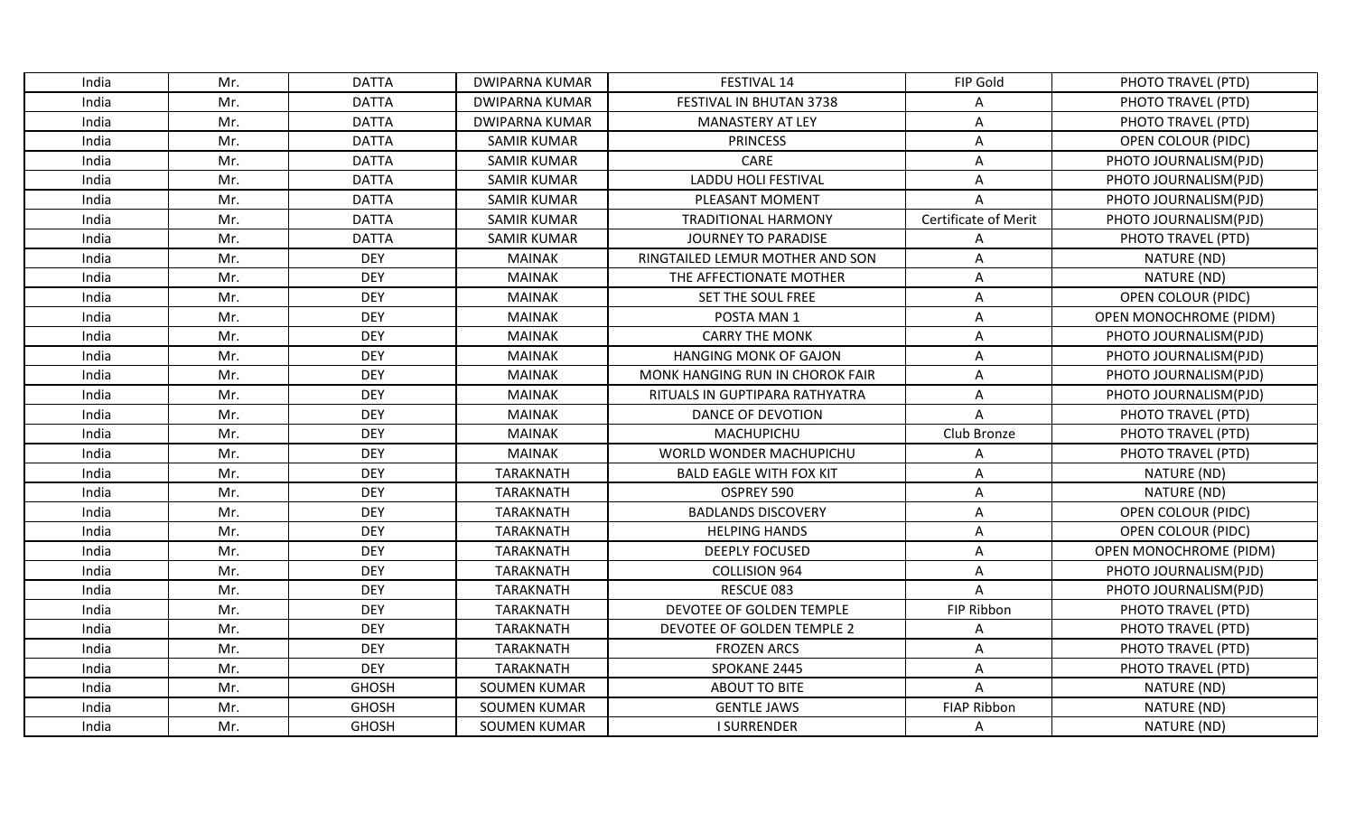| India | Mr. | DATTA | DWIPARNA KUMAR | FESTIVAL 14 | FIP Gold | PHOTO TRAVEL (PTD) |
|---|---|---|---|---|---|---|
| India | Mr. | DATTA | DWIPARNA KUMAR | FESTIVAL IN BHUTAN 3738 | A | PHOTO TRAVEL (PTD) |
| India | Mr. | DATTA | DWIPARNA KUMAR | MANASTERY AT LEY | A | PHOTO TRAVEL (PTD) |
| India | Mr. | DATTA | SAMIR KUMAR | PRINCESS | A | OPEN COLOUR (PIDC) |
| India | Mr. | DATTA | SAMIR KUMAR | CARE | A | PHOTO JOURNALISM(PJD) |
| India | Mr. | DATTA | SAMIR KUMAR | LADDU HOLI FESTIVAL | A | PHOTO JOURNALISM(PJD) |
| India | Mr. | DATTA | SAMIR KUMAR | PLEASANT MOMENT | A | PHOTO JOURNALISM(PJD) |
| India | Mr. | DATTA | SAMIR KUMAR | TRADITIONAL HARMONY | Certificate of Merit | PHOTO JOURNALISM(PJD) |
| India | Mr. | DATTA | SAMIR KUMAR | JOURNEY TO PARADISE | A | PHOTO TRAVEL (PTD) |
| India | Mr. | DEY | MAINAK | RINGTAILED LEMUR MOTHER AND SON | A | NATURE (ND) |
| India | Mr. | DEY | MAINAK | THE AFFECTIONATE MOTHER | A | NATURE (ND) |
| India | Mr. | DEY | MAINAK | SET THE SOUL FREE | A | OPEN COLOUR (PIDC) |
| India | Mr. | DEY | MAINAK | POSTA MAN 1 | A | OPEN MONOCHROME (PIDM) |
| India | Mr. | DEY | MAINAK | CARRY THE MONK | A | PHOTO JOURNALISM(PJD) |
| India | Mr. | DEY | MAINAK | HANGING MONK OF GAJON | A | PHOTO JOURNALISM(PJD) |
| India | Mr. | DEY | MAINAK | MONK HANGING RUN IN CHOROK FAIR | A | PHOTO JOURNALISM(PJD) |
| India | Mr. | DEY | MAINAK | RITUALS IN GUPTIPARA RATHYATRA | A | PHOTO JOURNALISM(PJD) |
| India | Mr. | DEY | MAINAK | DANCE OF DEVOTION | A | PHOTO TRAVEL (PTD) |
| India | Mr. | DEY | MAINAK | MACHUPICHU | Club Bronze | PHOTO TRAVEL (PTD) |
| India | Mr. | DEY | MAINAK | WORLD WONDER MACHUPICHU | A | PHOTO TRAVEL (PTD) |
| India | Mr. | DEY | TARAKNATH | BALD EAGLE WITH FOX KIT | A | NATURE (ND) |
| India | Mr. | DEY | TARAKNATH | OSPREY 590 | A | NATURE (ND) |
| India | Mr. | DEY | TARAKNATH | BADLANDS DISCOVERY | A | OPEN COLOUR (PIDC) |
| India | Mr. | DEY | TARAKNATH | HELPING HANDS | A | OPEN COLOUR (PIDC) |
| India | Mr. | DEY | TARAKNATH | DEEPLY FOCUSED | A | OPEN MONOCHROME (PIDM) |
| India | Mr. | DEY | TARAKNATH | COLLISION 964 | A | PHOTO JOURNALISM(PJD) |
| India | Mr. | DEY | TARAKNATH | RESCUE 083 | A | PHOTO JOURNALISM(PJD) |
| India | Mr. | DEY | TARAKNATH | DEVOTEE OF GOLDEN TEMPLE | FIP Ribbon | PHOTO TRAVEL (PTD) |
| India | Mr. | DEY | TARAKNATH | DEVOTEE OF GOLDEN TEMPLE 2 | A | PHOTO TRAVEL (PTD) |
| India | Mr. | DEY | TARAKNATH | FROZEN ARCS | A | PHOTO TRAVEL (PTD) |
| India | Mr. | DEY | TARAKNATH | SPOKANE 2445 | A | PHOTO TRAVEL (PTD) |
| India | Mr. | GHOSH | SOUMEN KUMAR | ABOUT TO BITE | A | NATURE (ND) |
| India | Mr. | GHOSH | SOUMEN KUMAR | GENTLE JAWS | FIAP Ribbon | NATURE (ND) |
| India | Mr. | GHOSH | SOUMEN KUMAR | I SURRENDER | A | NATURE (ND) |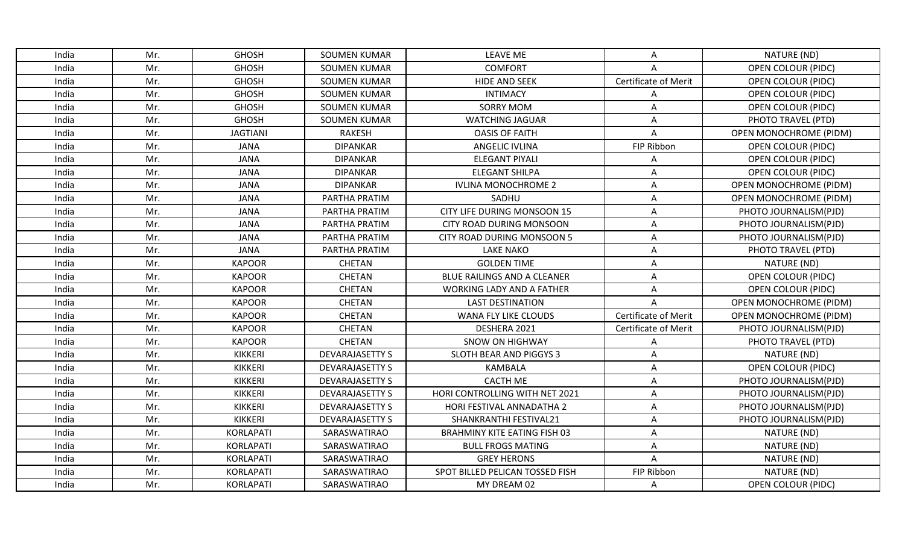| India | Mr. | GHOSH | SOUMEN KUMAR | LEAVE ME | A | NATURE (ND) |
|---|---|---|---|---|---|---|
| India | Mr. | GHOSH | SOUMEN KUMAR | COMFORT | A | OPEN COLOUR (PIDC) |
| India | Mr. | GHOSH | SOUMEN KUMAR | HIDE AND SEEK | Certificate of Merit | OPEN COLOUR (PIDC) |
| India | Mr. | GHOSH | SOUMEN KUMAR | INTIMACY | A | OPEN COLOUR (PIDC) |
| India | Mr. | GHOSH | SOUMEN KUMAR | SORRY MOM | A | OPEN COLOUR (PIDC) |
| India | Mr. | GHOSH | SOUMEN KUMAR | WATCHING JAGUAR | A | PHOTO TRAVEL (PTD) |
| India | Mr. | JAGTIANI | RAKESH | OASIS OF FAITH | A | OPEN MONOCHROME (PIDM) |
| India | Mr. | JANA | DIPANKAR | ANGELIC IVLINA | FIP Ribbon | OPEN COLOUR (PIDC) |
| India | Mr. | JANA | DIPANKAR | ELEGANT PIYALI | A | OPEN COLOUR (PIDC) |
| India | Mr. | JANA | DIPANKAR | ELEGANT SHILPA | A | OPEN COLOUR (PIDC) |
| India | Mr. | JANA | DIPANKAR | IVLINA MONOCHROME 2 | A | OPEN MONOCHROME (PIDM) |
| India | Mr. | JANA | PARTHA PRATIM | SADHU | A | OPEN MONOCHROME (PIDM) |
| India | Mr. | JANA | PARTHA PRATIM | CITY LIFE DURING MONSOON 15 | A | PHOTO JOURNALISM(PJD) |
| India | Mr. | JANA | PARTHA PRATIM | CITY ROAD DURING MONSOON | A | PHOTO JOURNALISM(PJD) |
| India | Mr. | JANA | PARTHA PRATIM | CITY ROAD DURING MONSOON 5 | A | PHOTO JOURNALISM(PJD) |
| India | Mr. | JANA | PARTHA PRATIM | LAKE NAKO | A | PHOTO TRAVEL (PTD) |
| India | Mr. | KAPOOR | CHETAN | GOLDEN TIME | A | NATURE (ND) |
| India | Mr. | KAPOOR | CHETAN | BLUE RAILINGS AND A CLEANER | A | OPEN COLOUR (PIDC) |
| India | Mr. | KAPOOR | CHETAN | WORKING LADY AND A FATHER | A | OPEN COLOUR (PIDC) |
| India | Mr. | KAPOOR | CHETAN | LAST DESTINATION | A | OPEN MONOCHROME (PIDM) |
| India | Mr. | KAPOOR | CHETAN | WANA FLY LIKE CLOUDS | Certificate of Merit | OPEN MONOCHROME (PIDM) |
| India | Mr. | KAPOOR | CHETAN | DESHERA 2021 | Certificate of Merit | PHOTO JOURNALISM(PJD) |
| India | Mr. | KAPOOR | CHETAN | SNOW ON HIGHWAY | A | PHOTO TRAVEL (PTD) |
| India | Mr. | KIKKERI | DEVARAJASETTY S | SLOTH BEAR AND PIGGYS 3 | A | NATURE (ND) |
| India | Mr. | KIKKERI | DEVARAJASETTY S | KAMBALA | A | OPEN COLOUR (PIDC) |
| India | Mr. | KIKKERI | DEVARAJASETTY S | CACTH ME | A | PHOTO JOURNALISM(PJD) |
| India | Mr. | KIKKERI | DEVARAJASETTY S | HORI CONTROLLING WITH NET 2021 | A | PHOTO JOURNALISM(PJD) |
| India | Mr. | KIKKERI | DEVARAJASETTY S | HORI FESTIVAL ANNADATHA 2 | A | PHOTO JOURNALISM(PJD) |
| India | Mr. | KIKKERI | DEVARAJASETTY S | SHANKRANTHI FESTIVAL21 | A | PHOTO JOURNALISM(PJD) |
| India | Mr. | KORLAPATI | SARASWATIRAO | BRAHMINY KITE EATING FISH 03 | A | NATURE (ND) |
| India | Mr. | KORLAPATI | SARASWATIRAO | BULL FROGS MATING | A | NATURE (ND) |
| India | Mr. | KORLAPATI | SARASWATIRAO | GREY HERONS | A | NATURE (ND) |
| India | Mr. | KORLAPATI | SARASWATIRAO | SPOT BILLED PELICAN TOSSED FISH | FIP Ribbon | NATURE (ND) |
| India | Mr. | KORLAPATI | SARASWATIRAO | MY DREAM 02 | A | OPEN COLOUR (PIDC) |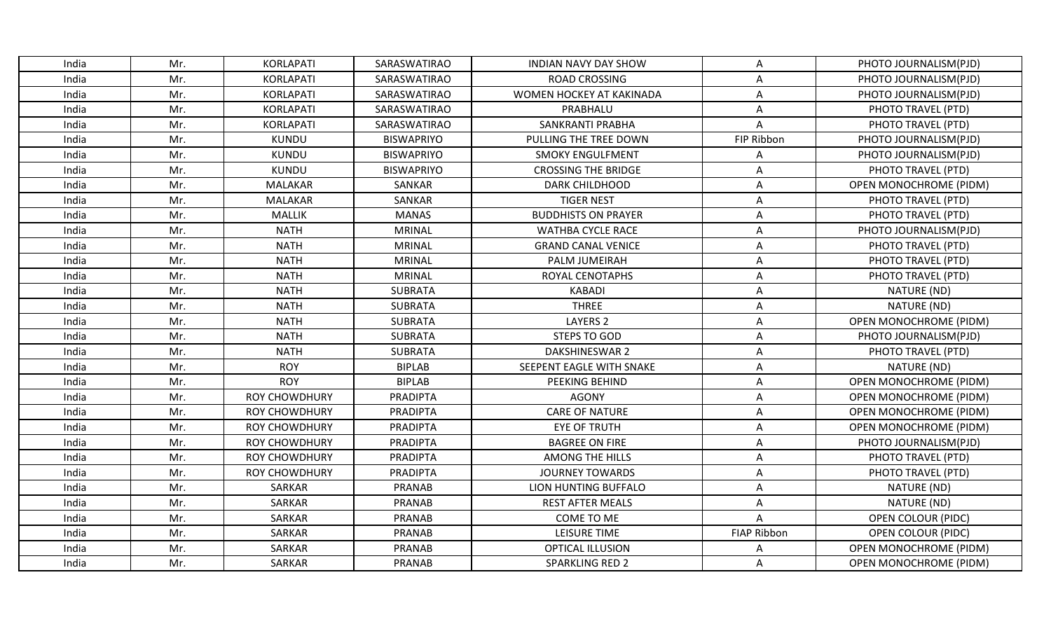| India | Mr. | KORLAPATI | SARASWATIRAO | INDIAN NAVY DAY SHOW | A | PHOTO JOURNALISM(PJD) |
|---|---|---|---|---|---|---|
| India | Mr. | KORLAPATI | SARASWATIRAO | ROAD CROSSING | A | PHOTO JOURNALISM(PJD) |
| India | Mr. | KORLAPATI | SARASWATIRAO | WOMEN HOCKEY AT KAKINADA | A | PHOTO JOURNALISM(PJD) |
| India | Mr. | KORLAPATI | SARASWATIRAO | PRABHALU | A | PHOTO TRAVEL (PTD) |
| India | Mr. | KORLAPATI | SARASWATIRAO | SANKRANTI PRABHA | A | PHOTO TRAVEL (PTD) |
| India | Mr. | KUNDU | BISWAPRIYO | PULLING THE TREE DOWN | FIP Ribbon | PHOTO JOURNALISM(PJD) |
| India | Mr. | KUNDU | BISWAPRIYO | SMOKY ENGULFMENT | A | PHOTO JOURNALISM(PJD) |
| India | Mr. | KUNDU | BISWAPRIYO | CROSSING THE BRIDGE | A | PHOTO TRAVEL (PTD) |
| India | Mr. | MALAKAR | SANKAR | DARK CHILDHOOD | A | OPEN MONOCHROME (PIDM) |
| India | Mr. | MALAKAR | SANKAR | TIGER NEST | A | PHOTO TRAVEL (PTD) |
| India | Mr. | MALLIK | MANAS | BUDDHISTS ON PRAYER | A | PHOTO TRAVEL (PTD) |
| India | Mr. | NATH | MRINAL | WATHBA CYCLE RACE | A | PHOTO JOURNALISM(PJD) |
| India | Mr. | NATH | MRINAL | GRAND CANAL VENICE | A | PHOTO TRAVEL (PTD) |
| India | Mr. | NATH | MRINAL | PALM JUMEIRAH | A | PHOTO TRAVEL (PTD) |
| India | Mr. | NATH | MRINAL | ROYAL CENOTAPHS | A | PHOTO TRAVEL (PTD) |
| India | Mr. | NATH | SUBRATA | KABADI | A | NATURE (ND) |
| India | Mr. | NATH | SUBRATA | THREE | A | NATURE (ND) |
| India | Mr. | NATH | SUBRATA | LAYERS 2 | A | OPEN MONOCHROME (PIDM) |
| India | Mr. | NATH | SUBRATA | STEPS TO GOD | A | PHOTO JOURNALISM(PJD) |
| India | Mr. | NATH | SUBRATA | DAKSHINESWAR 2 | A | PHOTO TRAVEL (PTD) |
| India | Mr. | ROY | BIPLAB | SEEPENT EAGLE WITH SNAKE | A | NATURE (ND) |
| India | Mr. | ROY | BIPLAB | PEEKING BEHIND | A | OPEN MONOCHROME (PIDM) |
| India | Mr. | ROY CHOWDHURY | PRADIPTA | AGONY | A | OPEN MONOCHROME (PIDM) |
| India | Mr. | ROY CHOWDHURY | PRADIPTA | CARE OF NATURE | A | OPEN MONOCHROME (PIDM) |
| India | Mr. | ROY CHOWDHURY | PRADIPTA | EYE OF TRUTH | A | OPEN MONOCHROME (PIDM) |
| India | Mr. | ROY CHOWDHURY | PRADIPTA | BAGREE ON FIRE | A | PHOTO JOURNALISM(PJD) |
| India | Mr. | ROY CHOWDHURY | PRADIPTA | AMONG THE HILLS | A | PHOTO TRAVEL (PTD) |
| India | Mr. | ROY CHOWDHURY | PRADIPTA | JOURNEY TOWARDS | A | PHOTO TRAVEL (PTD) |
| India | Mr. | SARKAR | PRANAB | LION HUNTING BUFFALO | A | NATURE (ND) |
| India | Mr. | SARKAR | PRANAB | REST AFTER MEALS | A | NATURE (ND) |
| India | Mr. | SARKAR | PRANAB | COME TO ME | A | OPEN COLOUR (PIDC) |
| India | Mr. | SARKAR | PRANAB | LEISURE TIME | FIAP Ribbon | OPEN COLOUR (PIDC) |
| India | Mr. | SARKAR | PRANAB | OPTICAL ILLUSION | A | OPEN MONOCHROME (PIDM) |
| India | Mr. | SARKAR | PRANAB | SPARKLING RED 2 | A | OPEN MONOCHROME (PIDM) |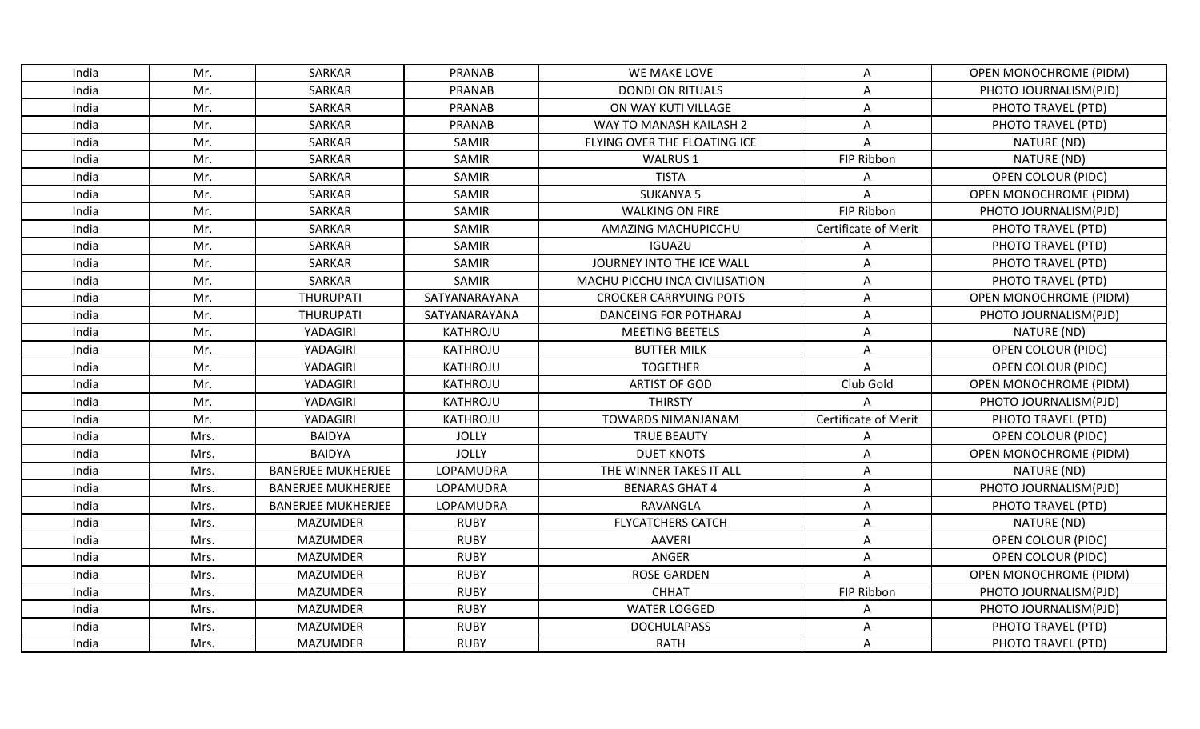| India | Mr. | SARKAR | PRANAB | WE MAKE LOVE | A | OPEN MONOCHROME (PIDM) |
|---|---|---|---|---|---|---|
| India | Mr. | SARKAR | PRANAB | DONDI ON RITUALS | A | PHOTO JOURNALISM(PJD) |
| India | Mr. | SARKAR | PRANAB | ON WAY KUTI VILLAGE | A | PHOTO TRAVEL (PTD) |
| India | Mr. | SARKAR | PRANAB | WAY TO MANASH KAILASH 2 | A | PHOTO TRAVEL (PTD) |
| India | Mr. | SARKAR | SAMIR | FLYING OVER THE FLOATING ICE | A | NATURE (ND) |
| India | Mr. | SARKAR | SAMIR | WALRUS 1 | FIP Ribbon | NATURE (ND) |
| India | Mr. | SARKAR | SAMIR | TISTA | A | OPEN COLOUR (PIDC) |
| India | Mr. | SARKAR | SAMIR | SUKANYA 5 | A | OPEN MONOCHROME (PIDM) |
| India | Mr. | SARKAR | SAMIR | WALKING ON FIRE | FIP Ribbon | PHOTO JOURNALISM(PJD) |
| India | Mr. | SARKAR | SAMIR | AMAZING MACHUPICCHU | Certificate of Merit | PHOTO TRAVEL (PTD) |
| India | Mr. | SARKAR | SAMIR | IGUAZU | A | PHOTO TRAVEL (PTD) |
| India | Mr. | SARKAR | SAMIR | JOURNEY INTO THE ICE WALL | A | PHOTO TRAVEL (PTD) |
| India | Mr. | SARKAR | SAMIR | MACHU PICCHU INCA CIVILISATION | A | PHOTO TRAVEL (PTD) |
| India | Mr. | THURUPATI | SATYANARAYANA | CROCKER CARRYUING POTS | A | OPEN MONOCHROME (PIDM) |
| India | Mr. | THURUPATI | SATYANARAYANA | DANCEING FOR POTHARAJ | A | PHOTO JOURNALISM(PJD) |
| India | Mr. | YADAGIRI | KATHROJU | MEETING BEETELS | A | NATURE (ND) |
| India | Mr. | YADAGIRI | KATHROJU | BUTTER MILK | A | OPEN COLOUR (PIDC) |
| India | Mr. | YADAGIRI | KATHROJU | TOGETHER | A | OPEN COLOUR (PIDC) |
| India | Mr. | YADAGIRI | KATHROJU | ARTIST OF GOD | Club Gold | OPEN MONOCHROME (PIDM) |
| India | Mr. | YADAGIRI | KATHROJU | THIRSTY | A | PHOTO JOURNALISM(PJD) |
| India | Mr. | YADAGIRI | KATHROJU | TOWARDS NIMANJANAM | Certificate of Merit | PHOTO TRAVEL (PTD) |
| India | Mrs. | BAIDYA | JOLLY | TRUE BEAUTY | A | OPEN COLOUR (PIDC) |
| India | Mrs. | BAIDYA | JOLLY | DUET KNOTS | A | OPEN MONOCHROME (PIDM) |
| India | Mrs. | BANERJEE MUKHERJEE | LOPAMUDRA | THE WINNER TAKES IT ALL | A | NATURE (ND) |
| India | Mrs. | BANERJEE MUKHERJEE | LOPAMUDRA | BENARAS GHAT 4 | A | PHOTO JOURNALISM(PJD) |
| India | Mrs. | BANERJEE MUKHERJEE | LOPAMUDRA | RAVANGLA | A | PHOTO TRAVEL (PTD) |
| India | Mrs. | MAZUMDER | RUBY | FLYCATCHERS CATCH | A | NATURE (ND) |
| India | Mrs. | MAZUMDER | RUBY | AAVERI | A | OPEN COLOUR (PIDC) |
| India | Mrs. | MAZUMDER | RUBY | ANGER | A | OPEN COLOUR (PIDC) |
| India | Mrs. | MAZUMDER | RUBY | ROSE GARDEN | A | OPEN MONOCHROME (PIDM) |
| India | Mrs. | MAZUMDER | RUBY | CHHAT | FIP Ribbon | PHOTO JOURNALISM(PJD) |
| India | Mrs. | MAZUMDER | RUBY | WATER LOGGED | A | PHOTO JOURNALISM(PJD) |
| India | Mrs. | MAZUMDER | RUBY | DOCHULAPASS | A | PHOTO TRAVEL (PTD) |
| India | Mrs. | MAZUMDER | RUBY | RATH | A | PHOTO TRAVEL (PTD) |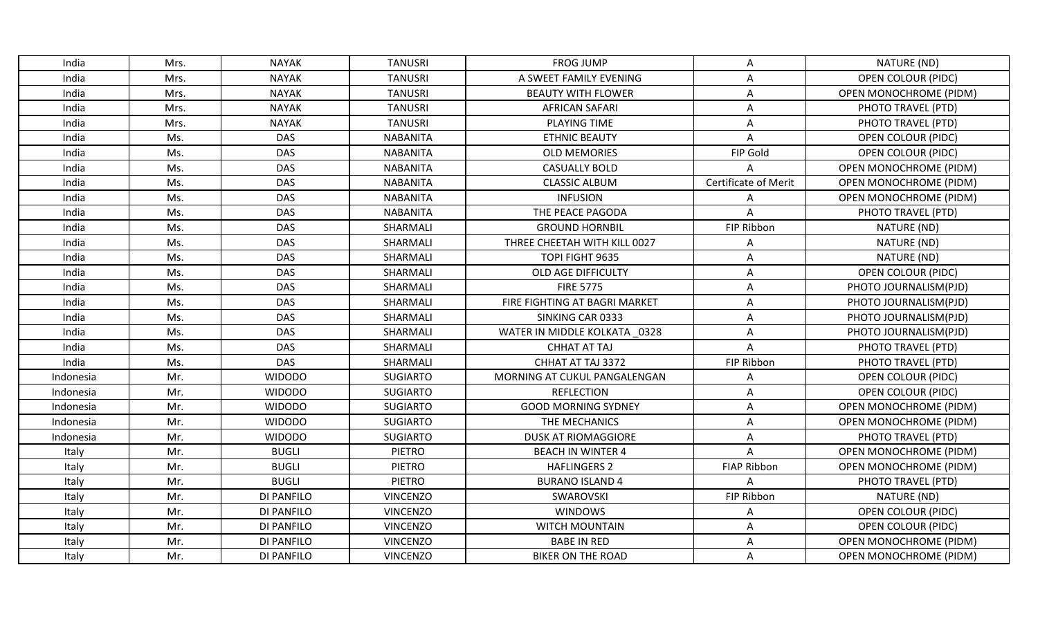| India | Mrs. | NAYAK | TANUSRI | FROG JUMP | A | NATURE (ND) |
|---|---|---|---|---|---|---|
| India | Mrs. | NAYAK | TANUSRI | A SWEET FAMILY EVENING | A | OPEN COLOUR (PIDC) |
| India | Mrs. | NAYAK | TANUSRI | BEAUTY WITH FLOWER | A | OPEN MONOCHROME (PIDM) |
| India | Mrs. | NAYAK | TANUSRI | AFRICAN SAFARI | A | PHOTO TRAVEL (PTD) |
| India | Mrs. | NAYAK | TANUSRI | PLAYING TIME | A | PHOTO TRAVEL (PTD) |
| India | Ms. | DAS | NABANITA | ETHNIC BEAUTY | A | OPEN COLOUR (PIDC) |
| India | Ms. | DAS | NABANITA | OLD MEMORIES | FIP Gold | OPEN COLOUR (PIDC) |
| India | Ms. | DAS | NABANITA | CASUALLY BOLD | A | OPEN MONOCHROME (PIDM) |
| India | Ms. | DAS | NABANITA | CLASSIC ALBUM | Certificate of Merit | OPEN MONOCHROME (PIDM) |
| India | Ms. | DAS | NABANITA | INFUSION | A | OPEN MONOCHROME (PIDM) |
| India | Ms. | DAS | NABANITA | THE PEACE PAGODA | A | PHOTO TRAVEL (PTD) |
| India | Ms. | DAS | SHARMALI | GROUND HORNBIL | FIP Ribbon | NATURE (ND) |
| India | Ms. | DAS | SHARMALI | THREE CHEETAH WITH KILL 0027 | A | NATURE (ND) |
| India | Ms. | DAS | SHARMALI | TOPI FIGHT 9635 | A | NATURE (ND) |
| India | Ms. | DAS | SHARMALI | OLD AGE DIFFICULTY | A | OPEN COLOUR (PIDC) |
| India | Ms. | DAS | SHARMALI | FIRE 5775 | A | PHOTO JOURNALISM(PJD) |
| India | Ms. | DAS | SHARMALI | FIRE FIGHTING AT BAGRI MARKET | A | PHOTO JOURNALISM(PJD) |
| India | Ms. | DAS | SHARMALI | SINKING CAR 0333 | A | PHOTO JOURNALISM(PJD) |
| India | Ms. | DAS | SHARMALI | WATER IN MIDDLE KOLKATA _0328 | A | PHOTO JOURNALISM(PJD) |
| India | Ms. | DAS | SHARMALI | CHHAT AT TAJ | A | PHOTO TRAVEL (PTD) |
| India | Ms. | DAS | SHARMALI | CHHAT AT TAJ 3372 | FIP Ribbon | PHOTO TRAVEL (PTD) |
| Indonesia | Mr. | WIDODO | SUGIARTO | MORNING AT CUKUL PANGALENGAN | A | OPEN COLOUR (PIDC) |
| Indonesia | Mr. | WIDODO | SUGIARTO | REFLECTION | A | OPEN COLOUR (PIDC) |
| Indonesia | Mr. | WIDODO | SUGIARTO | GOOD MORNING SYDNEY | A | OPEN MONOCHROME (PIDM) |
| Indonesia | Mr. | WIDODO | SUGIARTO | THE MECHANICS | A | OPEN MONOCHROME (PIDM) |
| Indonesia | Mr. | WIDODO | SUGIARTO | DUSK AT RIOMAGGIORE | A | PHOTO TRAVEL (PTD) |
| Italy | Mr. | BUGLI | PIETRO | BEACH IN WINTER 4 | A | OPEN MONOCHROME (PIDM) |
| Italy | Mr. | BUGLI | PIETRO | HAFLINGERS 2 | FIAP Ribbon | OPEN MONOCHROME (PIDM) |
| Italy | Mr. | BUGLI | PIETRO | BURANO ISLAND 4 | A | PHOTO TRAVEL (PTD) |
| Italy | Mr. | DI PANFILO | VINCENZO | SWAROVSKI | FIP Ribbon | NATURE (ND) |
| Italy | Mr. | DI PANFILO | VINCENZO | WINDOWS | A | OPEN COLOUR (PIDC) |
| Italy | Mr. | DI PANFILO | VINCENZO | WITCH MOUNTAIN | A | OPEN COLOUR (PIDC) |
| Italy | Mr. | DI PANFILO | VINCENZO | BABE IN RED | A | OPEN MONOCHROME (PIDM) |
| Italy | Mr. | DI PANFILO | VINCENZO | BIKER ON THE ROAD | A | OPEN MONOCHROME (PIDM) |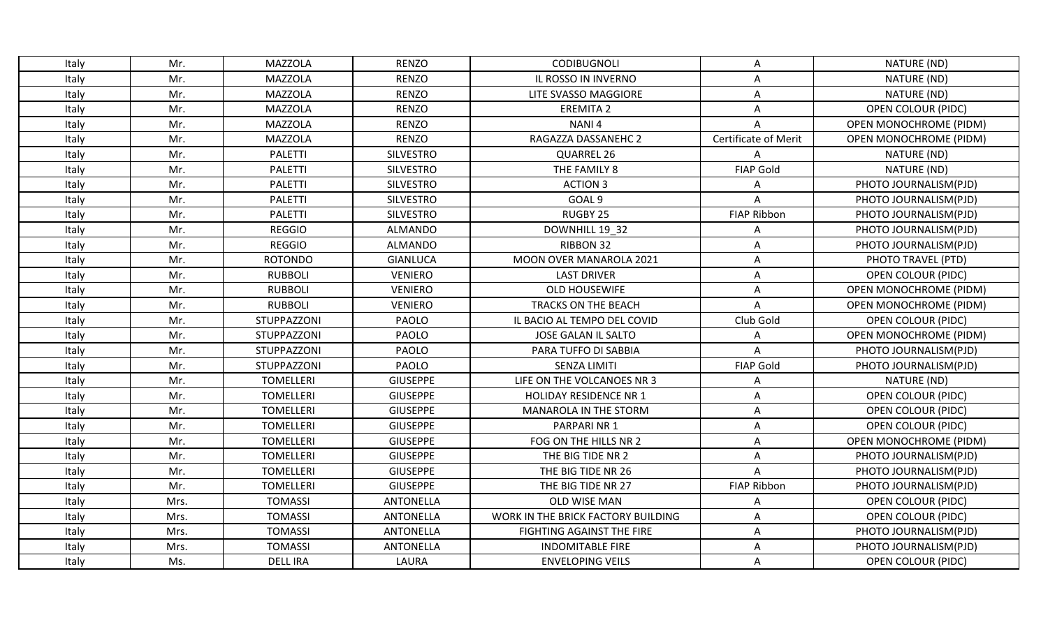| Italy | Mr. | MAZZOLA | RENZO | CODIBUGNOLI | A | NATURE (ND) |
|---|---|---|---|---|---|---|
| Italy | Mr. | MAZZOLA | RENZO | IL ROSSO IN INVERNO | A | NATURE (ND) |
| Italy | Mr. | MAZZOLA | RENZO | LITE SVASSO MAGGIORE | A | NATURE (ND) |
| Italy | Mr. | MAZZOLA | RENZO | EREMITA 2 | A | OPEN COLOUR (PIDC) |
| Italy | Mr. | MAZZOLA | RENZO | NANI 4 | A | OPEN MONOCHROME (PIDM) |
| Italy | Mr. | MAZZOLA | RENZO | RAGAZZA DASSANEHC 2 | Certificate of Merit | OPEN MONOCHROME (PIDM) |
| Italy | Mr. | PALETTI | SILVESTRO | QUARREL 26 | A | NATURE (ND) |
| Italy | Mr. | PALETTI | SILVESTRO | THE FAMILY 8 | FIAP Gold | NATURE (ND) |
| Italy | Mr. | PALETTI | SILVESTRO | ACTION 3 | A | PHOTO JOURNALISM(PJD) |
| Italy | Mr. | PALETTI | SILVESTRO | GOAL 9 | A | PHOTO JOURNALISM(PJD) |
| Italy | Mr. | PALETTI | SILVESTRO | RUGBY 25 | FIAP Ribbon | PHOTO JOURNALISM(PJD) |
| Italy | Mr. | REGGIO | ALMANDO | DOWNHILL 19_32 | A | PHOTO JOURNALISM(PJD) |
| Italy | Mr. | REGGIO | ALMANDO | RIBBON 32 | A | PHOTO JOURNALISM(PJD) |
| Italy | Mr. | ROTONDO | GIANLUCA | MOON OVER MANAROLA 2021 | A | PHOTO TRAVEL (PTD) |
| Italy | Mr. | RUBBOLI | VENIERO | LAST DRIVER | A | OPEN COLOUR (PIDC) |
| Italy | Mr. | RUBBOLI | VENIERO | OLD HOUSEWIFE | A | OPEN MONOCHROME (PIDM) |
| Italy | Mr. | RUBBOLI | VENIERO | TRACKS ON THE BEACH | A | OPEN MONOCHROME (PIDM) |
| Italy | Mr. | STUPPAZZONI | PAOLO | IL BACIO AL TEMPO DEL COVID | Club Gold | OPEN COLOUR (PIDC) |
| Italy | Mr. | STUPPAZZONI | PAOLO | JOSE GALAN IL SALTO | A | OPEN MONOCHROME (PIDM) |
| Italy | Mr. | STUPPAZZONI | PAOLO | PARA TUFFO DI SABBIA | A | PHOTO JOURNALISM(PJD) |
| Italy | Mr. | STUPPAZZONI | PAOLO | SENZA LIMITI | FIAP Gold | PHOTO JOURNALISM(PJD) |
| Italy | Mr. | TOMELLERI | GIUSEPPE | LIFE ON THE VOLCANOES NR 3 | A | NATURE (ND) |
| Italy | Mr. | TOMELLERI | GIUSEPPE | HOLIDAY RESIDENCE NR 1 | A | OPEN COLOUR (PIDC) |
| Italy | Mr. | TOMELLERI | GIUSEPPE | MANAROLA IN THE STORM | A | OPEN COLOUR (PIDC) |
| Italy | Mr. | TOMELLERI | GIUSEPPE | PARPARI NR 1 | A | OPEN COLOUR (PIDC) |
| Italy | Mr. | TOMELLERI | GIUSEPPE | FOG ON THE HILLS NR 2 | A | OPEN MONOCHROME (PIDM) |
| Italy | Mr. | TOMELLERI | GIUSEPPE | THE BIG TIDE NR 2 | A | PHOTO JOURNALISM(PJD) |
| Italy | Mr. | TOMELLERI | GIUSEPPE | THE BIG TIDE NR 26 | A | PHOTO JOURNALISM(PJD) |
| Italy | Mr. | TOMELLERI | GIUSEPPE | THE BIG TIDE NR 27 | FIAP Ribbon | PHOTO JOURNALISM(PJD) |
| Italy | Mrs. | TOMASSI | ANTONELLA | OLD WISE MAN | A | OPEN COLOUR (PIDC) |
| Italy | Mrs. | TOMASSI | ANTONELLA | WORK IN THE BRICK FACTORY BUILDING | A | OPEN COLOUR (PIDC) |
| Italy | Mrs. | TOMASSI | ANTONELLA | FIGHTING AGAINST THE FIRE | A | PHOTO JOURNALISM(PJD) |
| Italy | Mrs. | TOMASSI | ANTONELLA | INDOMITABLE FIRE | A | PHOTO JOURNALISM(PJD) |
| Italy | Ms. | DELL IRA | LAURA | ENVELOPING VEILS | A | OPEN COLOUR (PIDC) |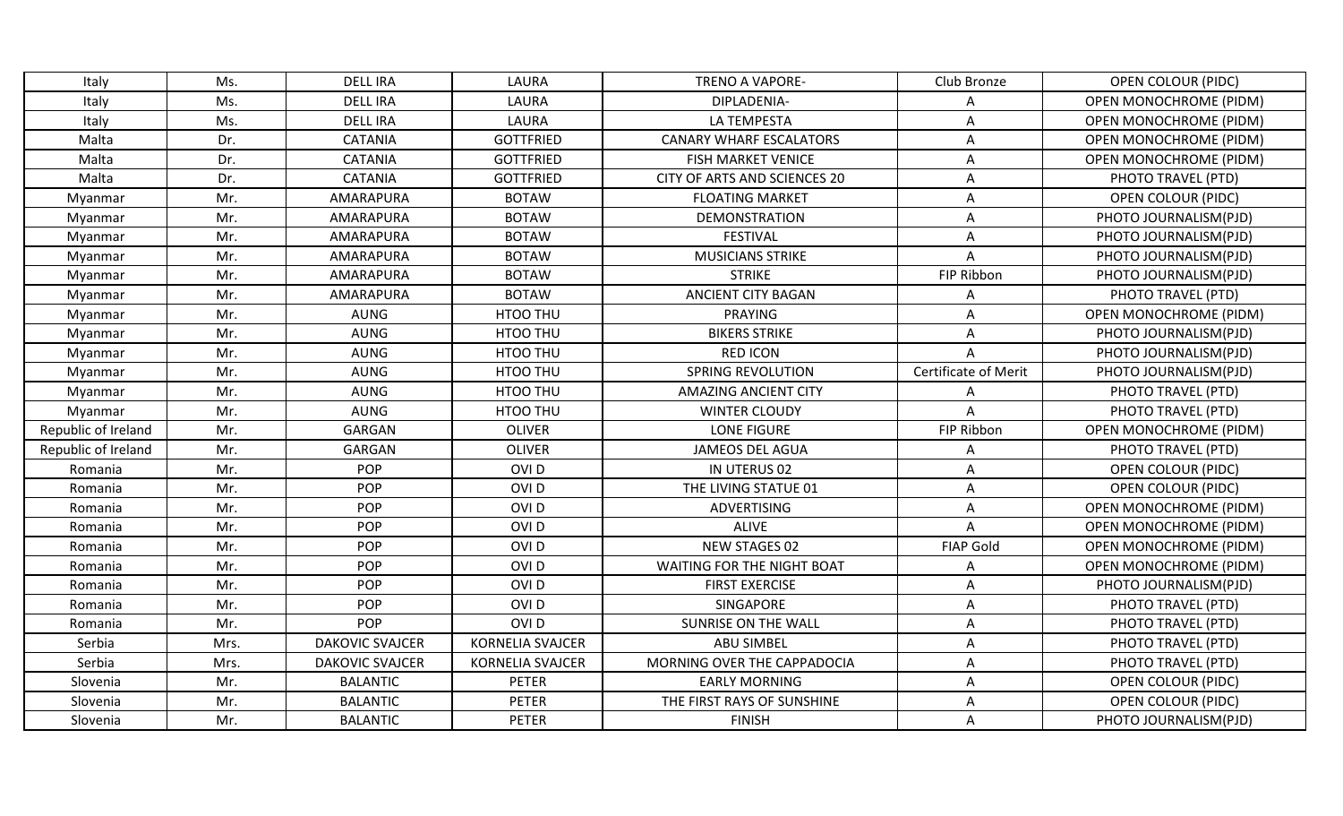| | | | | | | |
|---|---|---|---|---|---|---|
| Italy | Ms. | DELL IRA | LAURA | TRENO A VAPORE- | Club Bronze | OPEN COLOUR (PIDC) |
| Italy | Ms. | DELL IRA | LAURA | DIPLADENIA- | A | OPEN MONOCHROME (PIDM) |
| Italy | Ms. | DELL IRA | LAURA | LA TEMPESTA | A | OPEN MONOCHROME (PIDM) |
| Malta | Dr. | CATANIA | GOTTFRIED | CANARY WHARF ESCALATORS | A | OPEN MONOCHROME (PIDM) |
| Malta | Dr. | CATANIA | GOTTFRIED | FISH MARKET VENICE | A | OPEN MONOCHROME (PIDM) |
| Malta | Dr. | CATANIA | GOTTFRIED | CITY OF ARTS AND SCIENCES 20 | A | PHOTO TRAVEL (PTD) |
| Myanmar | Mr. | AMARAPURA | BOTAW | FLOATING MARKET | A | OPEN COLOUR (PIDC) |
| Myanmar | Mr. | AMARAPURA | BOTAW | DEMONSTRATION | A | PHOTO JOURNALISM(PJD) |
| Myanmar | Mr. | AMARAPURA | BOTAW | FESTIVAL | A | PHOTO JOURNALISM(PJD) |
| Myanmar | Mr. | AMARAPURA | BOTAW | MUSICIANS STRIKE | A | PHOTO JOURNALISM(PJD) |
| Myanmar | Mr. | AMARAPURA | BOTAW | STRIKE | FIP Ribbon | PHOTO JOURNALISM(PJD) |
| Myanmar | Mr. | AMARAPURA | BOTAW | ANCIENT CITY BAGAN | A | PHOTO TRAVEL (PTD) |
| Myanmar | Mr. | AUNG | HTOO THU | PRAYING | A | OPEN MONOCHROME (PIDM) |
| Myanmar | Mr. | AUNG | HTOO THU | BIKERS STRIKE | A | PHOTO JOURNALISM(PJD) |
| Myanmar | Mr. | AUNG | HTOO THU | RED ICON | A | PHOTO JOURNALISM(PJD) |
| Myanmar | Mr. | AUNG | HTOO THU | SPRING REVOLUTION | Certificate of Merit | PHOTO JOURNALISM(PJD) |
| Myanmar | Mr. | AUNG | HTOO THU | AMAZING ANCIENT CITY | A | PHOTO TRAVEL (PTD) |
| Myanmar | Mr. | AUNG | HTOO THU | WINTER CLOUDY | A | PHOTO TRAVEL (PTD) |
| Republic of Ireland | Mr. | GARGAN | OLIVER | LONE FIGURE | FIP Ribbon | OPEN MONOCHROME (PIDM) |
| Republic of Ireland | Mr. | GARGAN | OLIVER | JAMEOS DEL AGUA | A | PHOTO TRAVEL (PTD) |
| Romania | Mr. | POP | OVI D | IN UTERUS 02 | A | OPEN COLOUR (PIDC) |
| Romania | Mr. | POP | OVI D | THE LIVING STATUE 01 | A | OPEN COLOUR (PIDC) |
| Romania | Mr. | POP | OVI D | ADVERTISING | A | OPEN MONOCHROME (PIDM) |
| Romania | Mr. | POP | OVI D | ALIVE | A | OPEN MONOCHROME (PIDM) |
| Romania | Mr. | POP | OVI D | NEW STAGES 02 | FIAP Gold | OPEN MONOCHROME (PIDM) |
| Romania | Mr. | POP | OVI D | WAITING FOR THE NIGHT BOAT | A | OPEN MONOCHROME (PIDM) |
| Romania | Mr. | POP | OVI D | FIRST EXERCISE | A | PHOTO JOURNALISM(PJD) |
| Romania | Mr. | POP | OVI D | SINGAPORE | A | PHOTO TRAVEL (PTD) |
| Romania | Mr. | POP | OVI D | SUNRISE ON THE WALL | A | PHOTO TRAVEL (PTD) |
| Serbia | Mrs. | DAKOVIC SVAJCER | KORNELIA SVAJCER | ABU SIMBEL | A | PHOTO TRAVEL (PTD) |
| Serbia | Mrs. | DAKOVIC SVAJCER | KORNELIA SVAJCER | MORNING OVER THE CAPPADOCIA | A | PHOTO TRAVEL (PTD) |
| Slovenia | Mr. | BALANTIC | PETER | EARLY MORNING | A | OPEN COLOUR (PIDC) |
| Slovenia | Mr. | BALANTIC | PETER | THE FIRST RAYS OF SUNSHINE | A | OPEN COLOUR (PIDC) |
| Slovenia | Mr. | BALANTIC | PETER | FINISH | A | PHOTO JOURNALISM(PJD) |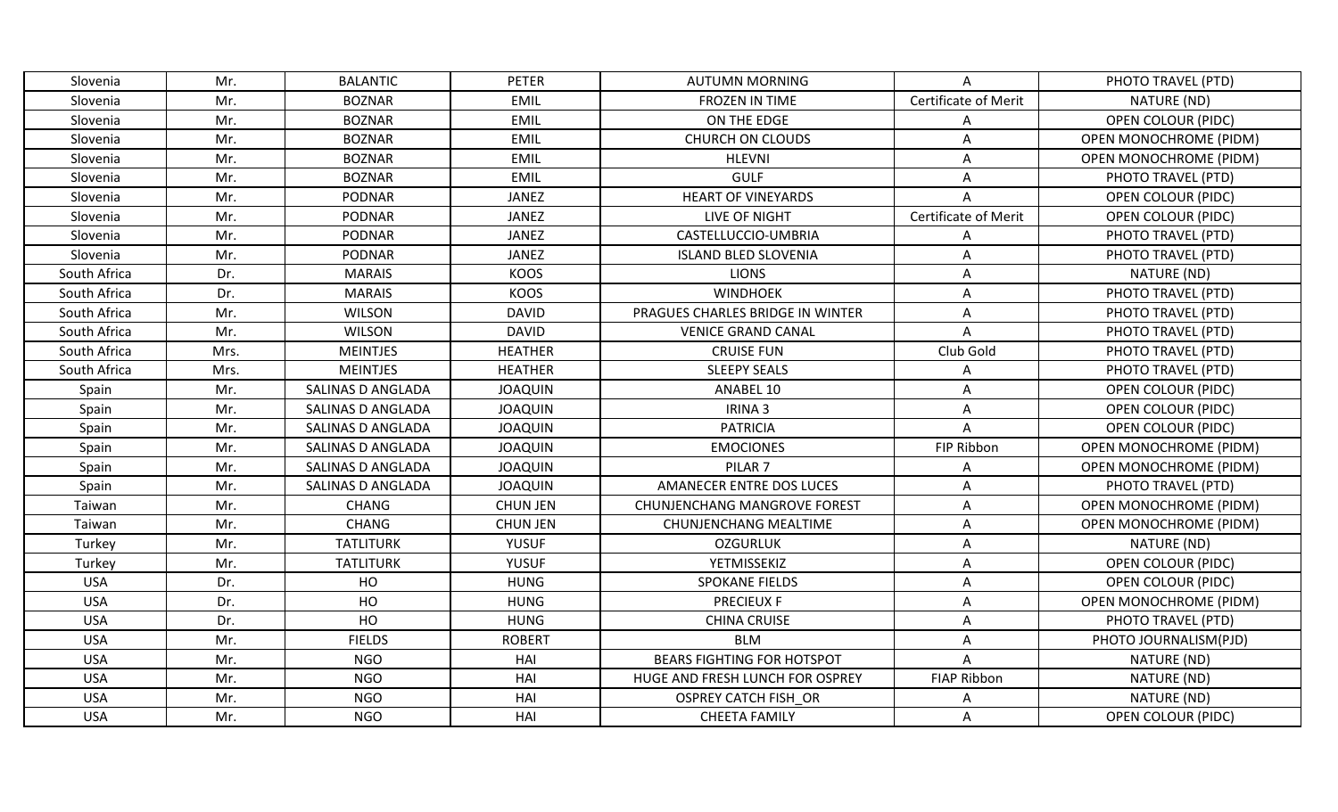| Slovenia | Mr. | BALANTIC | PETER | AUTUMN MORNING | A | PHOTO TRAVEL (PTD) |
|---|---|---|---|---|---|---|
| Slovenia | Mr. | BOZNAR | EMIL | FROZEN IN TIME | Certificate of Merit | NATURE (ND) |
| Slovenia | Mr. | BOZNAR | EMIL | ON THE EDGE | A | OPEN COLOUR (PIDC) |
| Slovenia | Mr. | BOZNAR | EMIL | CHURCH ON CLOUDS | A | OPEN MONOCHROME (PIDM) |
| Slovenia | Mr. | BOZNAR | EMIL | HLEVNI | A | OPEN MONOCHROME (PIDM) |
| Slovenia | Mr. | BOZNAR | EMIL | GULF | A | PHOTO TRAVEL (PTD) |
| Slovenia | Mr. | PODNAR | JANEZ | HEART OF VINEYARDS | A | OPEN COLOUR (PIDC) |
| Slovenia | Mr. | PODNAR | JANEZ | LIVE OF NIGHT | Certificate of Merit | OPEN COLOUR (PIDC) |
| Slovenia | Mr. | PODNAR | JANEZ | CASTELLUCCIO-UMBRIA | A | PHOTO TRAVEL (PTD) |
| Slovenia | Mr. | PODNAR | JANEZ | ISLAND BLED SLOVENIA | A | PHOTO TRAVEL (PTD) |
| South Africa | Dr. | MARAIS | KOOS | LIONS | A | NATURE (ND) |
| South Africa | Dr. | MARAIS | KOOS | WINDHOEK | A | PHOTO TRAVEL (PTD) |
| South Africa | Mr. | WILSON | DAVID | PRAGUES CHARLES BRIDGE IN WINTER | A | PHOTO TRAVEL (PTD) |
| South Africa | Mr. | WILSON | DAVID | VENICE GRAND CANAL | A | PHOTO TRAVEL (PTD) |
| South Africa | Mrs. | MEINTJES | HEATHER | CRUISE FUN | Club Gold | PHOTO TRAVEL (PTD) |
| South Africa | Mrs. | MEINTJES | HEATHER | SLEEPY SEALS | A | PHOTO TRAVEL (PTD) |
| Spain | Mr. | SALINAS D ANGLADA | JOAQUIN | ANABEL 10 | A | OPEN COLOUR (PIDC) |
| Spain | Mr. | SALINAS D ANGLADA | JOAQUIN | IRINA 3 | A | OPEN COLOUR (PIDC) |
| Spain | Mr. | SALINAS D ANGLADA | JOAQUIN | PATRICIA | A | OPEN COLOUR (PIDC) |
| Spain | Mr. | SALINAS D ANGLADA | JOAQUIN | EMOCIONES | FIP Ribbon | OPEN MONOCHROME (PIDM) |
| Spain | Mr. | SALINAS D ANGLADA | JOAQUIN | PILAR 7 | A | OPEN MONOCHROME (PIDM) |
| Spain | Mr. | SALINAS D ANGLADA | JOAQUIN | AMANECER ENTRE DOS LUCES | A | PHOTO TRAVEL (PTD) |
| Taiwan | Mr. | CHANG | CHUN JEN | CHUNJENCHANG MANGROVE FOREST | A | OPEN MONOCHROME (PIDM) |
| Taiwan | Mr. | CHANG | CHUN JEN | CHUNJENCHANG MEALTIME | A | OPEN MONOCHROME (PIDM) |
| Turkey | Mr. | TATLITURK | YUSUF | OZGURLUK | A | NATURE (ND) |
| Turkey | Mr. | TATLITURK | YUSUF | YETMISSEKIZ | A | OPEN COLOUR (PIDC) |
| USA | Dr. | HO | HUNG | SPOKANE FIELDS | A | OPEN COLOUR (PIDC) |
| USA | Dr. | HO | HUNG | PRECIEUX F | A | OPEN MONOCHROME (PIDM) |
| USA | Dr. | HO | HUNG | CHINA CRUISE | A | PHOTO TRAVEL (PTD) |
| USA | Mr. | FIELDS | ROBERT | BLM | A | PHOTO JOURNALISM(PJD) |
| USA | Mr. | NGO | HAI | BEARS FIGHTING FOR HOTSPOT | A | NATURE (ND) |
| USA | Mr. | NGO | HAI | HUGE AND FRESH LUNCH FOR OSPREY | FIAP Ribbon | NATURE (ND) |
| USA | Mr. | NGO | HAI | OSPREY CATCH FISH_OR | A | NATURE (ND) |
| USA | Mr. | NGO | HAI | CHEETA FAMILY | A | OPEN COLOUR (PIDC) |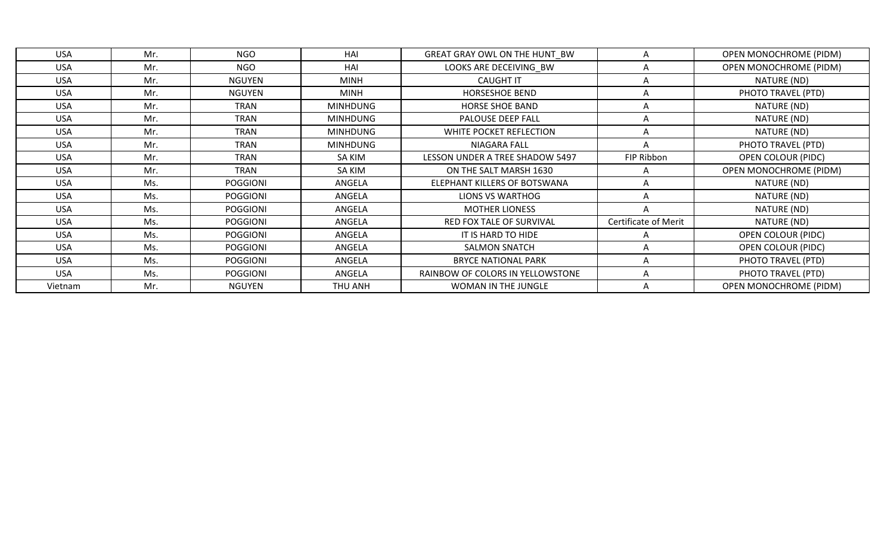| | | | | | | |
|---|---|---|---|---|---|---|
| USA | Mr. | NGO | HAI | GREAT GRAY OWL ON THE HUNT_BW | A | OPEN MONOCHROME (PIDM) |
| USA | Mr. | NGO | HAI | LOOKS ARE DECEIVING_BW | A | OPEN MONOCHROME (PIDM) |
| USA | Mr. | NGUYEN | MINH | CAUGHT IT | A | NATURE (ND) |
| USA | Mr. | NGUYEN | MINH | HORSESHOE BEND | A | PHOTO TRAVEL (PTD) |
| USA | Mr. | TRAN | MINHDUNG | HORSE SHOE BAND | A | NATURE (ND) |
| USA | Mr. | TRAN | MINHDUNG | PALOUSE DEEP FALL | A | NATURE (ND) |
| USA | Mr. | TRAN | MINHDUNG | WHITE POCKET REFLECTION | A | NATURE (ND) |
| USA | Mr. | TRAN | MINHDUNG | NIAGARA FALL | A | PHOTO TRAVEL (PTD) |
| USA | Mr. | TRAN | SA KIM | LESSON UNDER A TREE SHADOW 5497 | FIP Ribbon | OPEN COLOUR (PIDC) |
| USA | Mr. | TRAN | SA KIM | ON THE SALT MARSH 1630 | A | OPEN MONOCHROME (PIDM) |
| USA | Ms. | POGGIONI | ANGELA | ELEPHANT KILLERS OF BOTSWANA | A | NATURE (ND) |
| USA | Ms. | POGGIONI | ANGELA | LIONS VS WARTHOG | A | NATURE (ND) |
| USA | Ms. | POGGIONI | ANGELA | MOTHER LIONESS | A | NATURE (ND) |
| USA | Ms. | POGGIONI | ANGELA | RED FOX TALE OF SURVIVAL | Certificate of Merit | NATURE (ND) |
| USA | Ms. | POGGIONI | ANGELA | IT IS HARD TO HIDE | A | OPEN COLOUR (PIDC) |
| USA | Ms. | POGGIONI | ANGELA | SALMON SNATCH | A | OPEN COLOUR (PIDC) |
| USA | Ms. | POGGIONI | ANGELA | BRYCE NATIONAL PARK | A | PHOTO TRAVEL (PTD) |
| USA | Ms. | POGGIONI | ANGELA | RAINBOW OF COLORS IN YELLOWSTONE | A | PHOTO TRAVEL (PTD) |
| Vietnam | Mr. | NGUYEN | THU ANH | WOMAN IN THE JUNGLE | A | OPEN MONOCHROME (PIDM) |